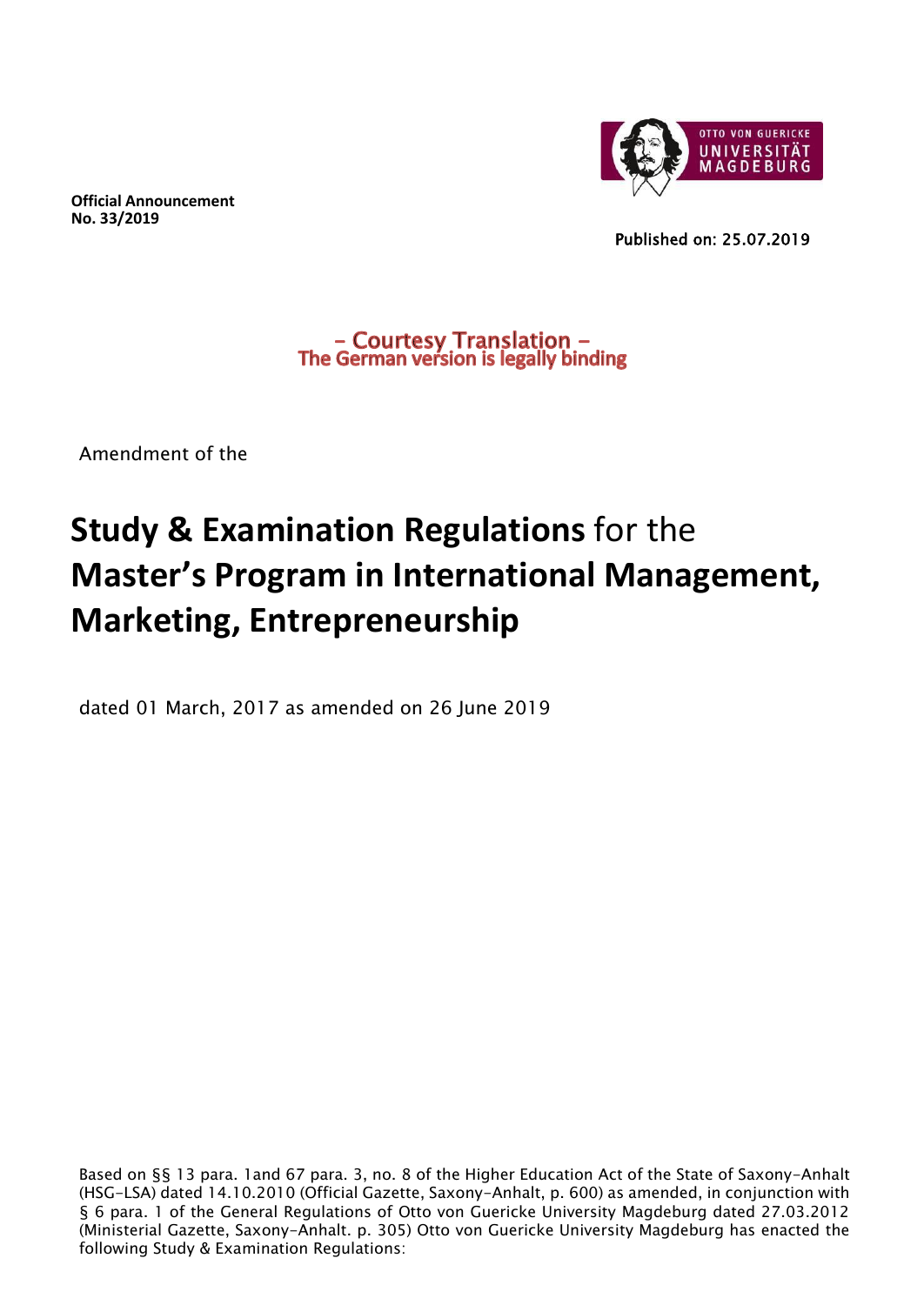**Official Announcement**
**No. 33/2019**

OTTO VON GUERICKE UNIVERSITÄT MAGDEBURG

Published on: 25.07.2019

– Courtesy Translation –
The German version is legally binding

Amendment of the

# **Study & Examination Regulations** for the **Master's Program in International Management, Marketing, Entrepreneurship**

dated 01 March, 2017 as amended on 26 June 2019

Based on §§ 13 para. 1and 67 para. 3, no. 8 of the Higher Education Act of the State of Saxony-Anhalt (HSG-LSA) dated 14.10.2010 (Official Gazette, Saxony-Anhalt, p. 600) as amended, in conjunction with § 6 para. 1 of the General Regulations of Otto von Guericke University Magdeburg dated 27.03.2012 (Ministerial Gazette, Saxony-Anhalt. p. 305) Otto von Guericke University Magdeburg has enacted the following Study & Examination Regulations: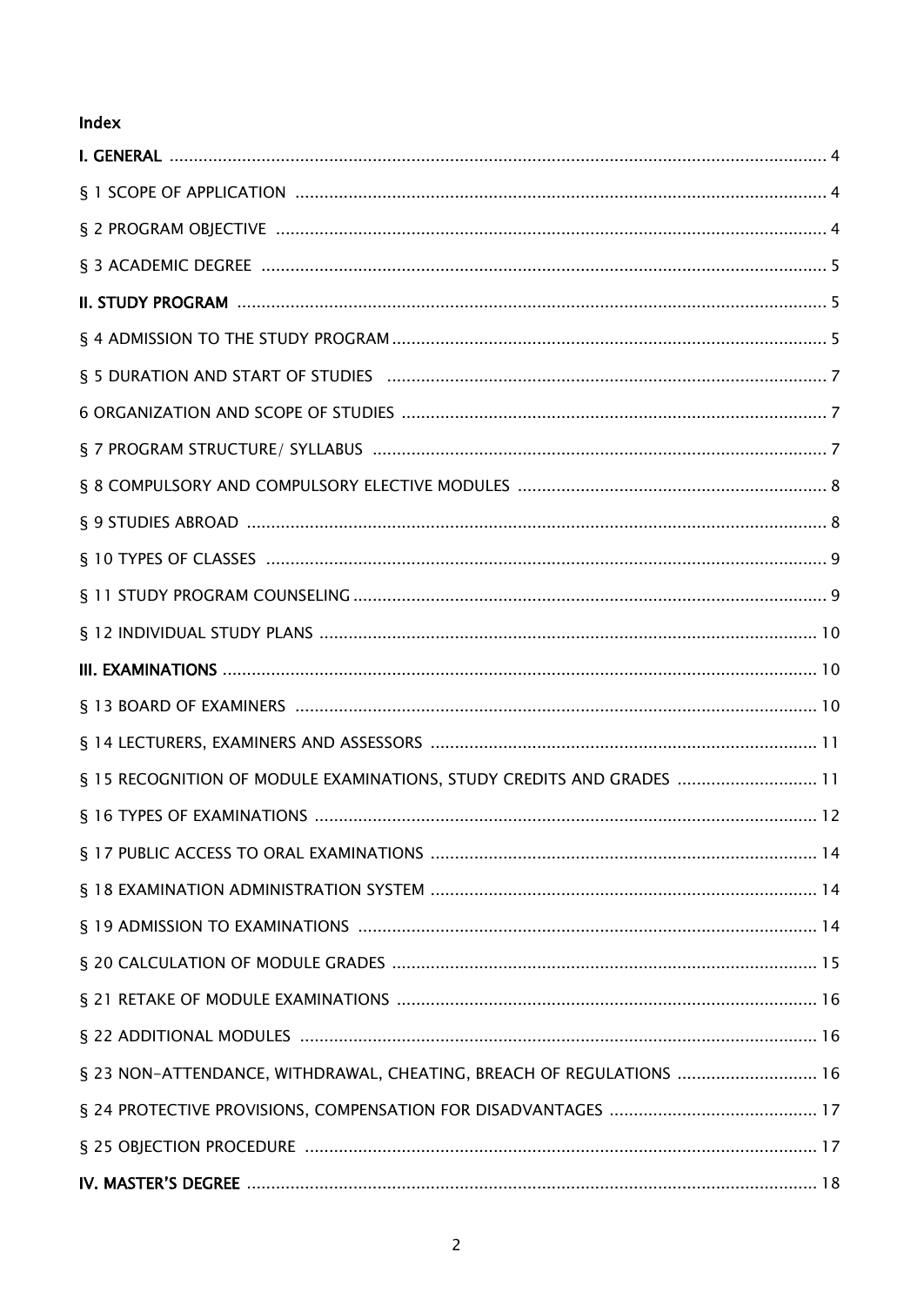## Index

**I. GENERAL** ........ 4

§ 1 SCOPE OF APPLICATION ........ 4

§ 2 PROGRAM OBJECTIVE ........ 4

§ 3 ACADEMIC DEGREE ........ 5

**II. STUDY PROGRAM** ........ 5

§ 4 ADMISSION TO THE STUDY PROGRAM ........ 5

§ 5 DURATION AND START OF STUDIES ........ 7

6 ORGANIZATION AND SCOPE OF STUDIES ........ 7

§ 7 PROGRAM STRUCTURE/ SYLLABUS ........ 7

§ 8 COMPULSORY AND COMPULSORY ELECTIVE MODULES ........ 8

§ 9 STUDIES ABROAD ........ 8

§ 10 TYPES OF CLASSES ........ 9

§ 11 STUDY PROGRAM COUNSELING ........ 9

§ 12 INDIVIDUAL STUDY PLANS ........ 10

**III. EXAMINATIONS** ........ 10

§ 13 BOARD OF EXAMINERS ........ 10

§ 14 LECTURERS, EXAMINERS AND ASSESSORS ........ 11

§ 15 RECOGNITION OF MODULE EXAMINATIONS, STUDY CREDITS AND GRADES ........ 11

§ 16 TYPES OF EXAMINATIONS ........ 12

§ 17 PUBLIC ACCESS TO ORAL EXAMINATIONS ........ 14

§ 18 EXAMINATION ADMINISTRATION SYSTEM ........ 14

§ 19 ADMISSION TO EXAMINATIONS ........ 14

§ 20 CALCULATION OF MODULE GRADES ........ 15

§ 21 RETAKE OF MODULE EXAMINATIONS ........ 16

§ 22 ADDITIONAL MODULES ........ 16

§ 23 NON-ATTENDANCE, WITHDRAWAL, CHEATING, BREACH OF REGULATIONS ........ 16

§ 24 PROTECTIVE PROVISIONS, COMPENSATION FOR DISADVANTAGES ........ 17

§ 25 OBJECTION PROCEDURE ........ 17

**IV. MASTER'S DEGREE** ........ 18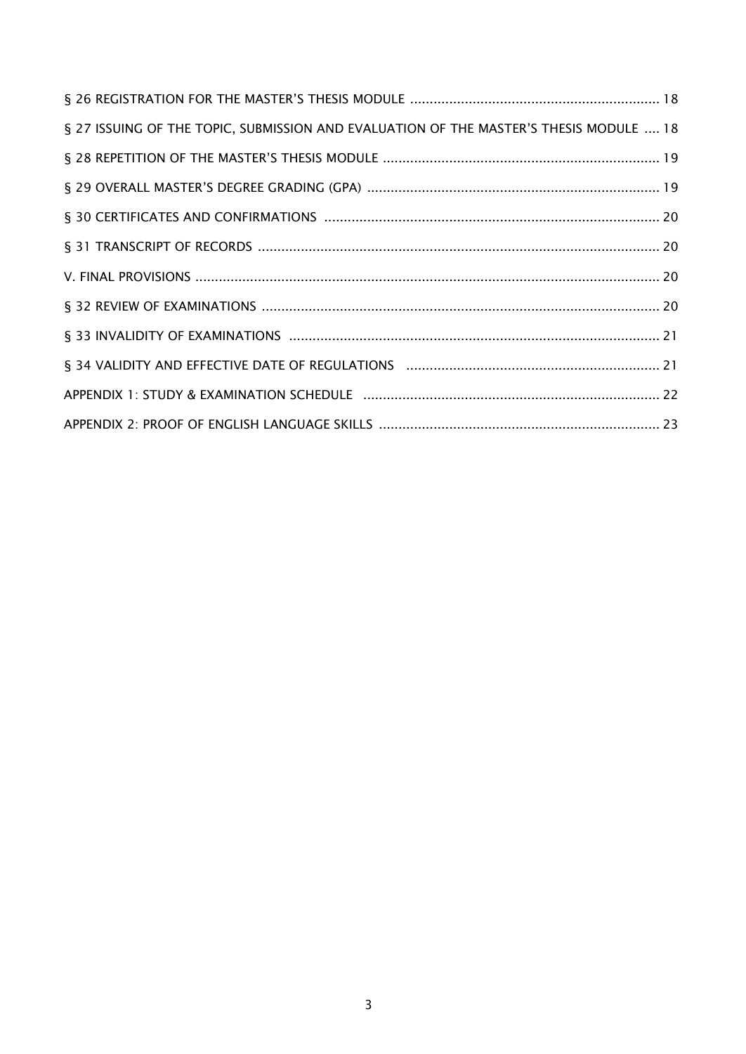§ 26 REGISTRATION FOR THE MASTER'S THESIS MODULE ........................................................ 18

§ 27 ISSUING OF THE TOPIC, SUBMISSION AND EVALUATION OF THE MASTER'S THESIS MODULE .... 18

§ 28 REPETITION OF THE MASTER'S THESIS MODULE ........................................................ 19

§ 29 OVERALL MASTER'S DEGREE GRADING (GPA) ........................................................ 19

§ 30 CERTIFICATES AND CONFIRMATIONS ........................................................ 20

§ 31 TRANSCRIPT OF RECORDS ........................................................ 20

V. FINAL PROVISIONS ........................................................ 20

§ 32 REVIEW OF EXAMINATIONS ........................................................ 20

§ 33 INVALIDITY OF EXAMINATIONS ........................................................ 21

§ 34 VALIDITY AND EFFECTIVE DATE OF REGULATIONS ........................................................ 21

APPENDIX 1: STUDY & EXAMINATION SCHEDULE ........................................................ 22

APPENDIX 2: PROOF OF ENGLISH LANGUAGE SKILLS ........................................................ 23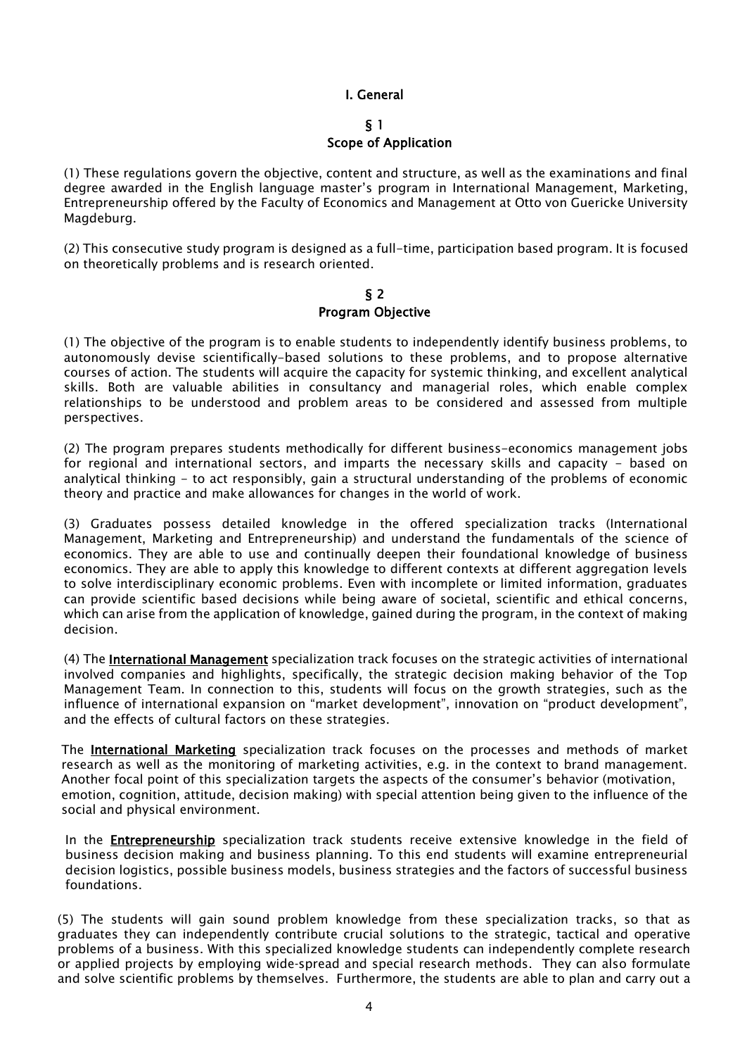# I. General

## § 1
## Scope of Application

(1) These regulations govern the objective, content and structure, as well as the examinations and final degree awarded in the English language master's program in International Management, Marketing, Entrepreneurship offered by the Faculty of Economics and Management at Otto von Guericke University Magdeburg.

(2) This consecutive study program is designed as a full-time, participation based program. It is focused on theoretically problems and is research oriented.

## § 2
## Program Objective

(1) The objective of the program is to enable students to independently identify business problems, to autonomously devise scientifically-based solutions to these problems, and to propose alternative courses of action. The students will acquire the capacity for systemic thinking, and excellent analytical skills. Both are valuable abilities in consultancy and managerial roles, which enable complex relationships to be understood and problem areas to be considered and assessed from multiple perspectives.

(2) The program prepares students methodically for different business-economics management jobs for regional and international sectors, and imparts the necessary skills and capacity - based on analytical thinking - to act responsibly, gain a structural understanding of the problems of economic theory and practice and make allowances for changes in the world of work.

(3) Graduates possess detailed knowledge in the offered specialization tracks (International Management, Marketing and Entrepreneurship) and understand the fundamentals of the science of economics. They are able to use and continually deepen their foundational knowledge of business economics. They are able to apply this knowledge to different contexts at different aggregation levels to solve interdisciplinary economic problems. Even with incomplete or limited information, graduates can provide scientific based decisions while being aware of societal, scientific and ethical concerns, which can arise from the application of knowledge, gained during the program, in the context of making decision.

(4) The **International Management** specialization track focuses on the strategic activities of international involved companies and highlights, specifically, the strategic decision making behavior of the Top Management Team. In connection to this, students will focus on the growth strategies, such as the influence of international expansion on "market development", innovation on "product development", and the effects of cultural factors on these strategies.

The **International Marketing** specialization track focuses on the processes and methods of market research as well as the monitoring of marketing activities, e.g. in the context to brand management. Another focal point of this specialization targets the aspects of the consumer's behavior (motivation, emotion, cognition, attitude, decision making) with special attention being given to the influence of the social and physical environment.

In the **Entrepreneurship** specialization track students receive extensive knowledge in the field of business decision making and business planning. To this end students will examine entrepreneurial decision logistics, possible business models, business strategies and the factors of successful business foundations.

(5) The students will gain sound problem knowledge from these specialization tracks, so that as graduates they can independently contribute crucial solutions to the strategic, tactical and operative problems of a business. With this specialized knowledge students can independently complete research or applied projects by employing wide-spread and special research methods. They can also formulate and solve scientific problems by themselves. Furthermore, the students are able to plan and carry out a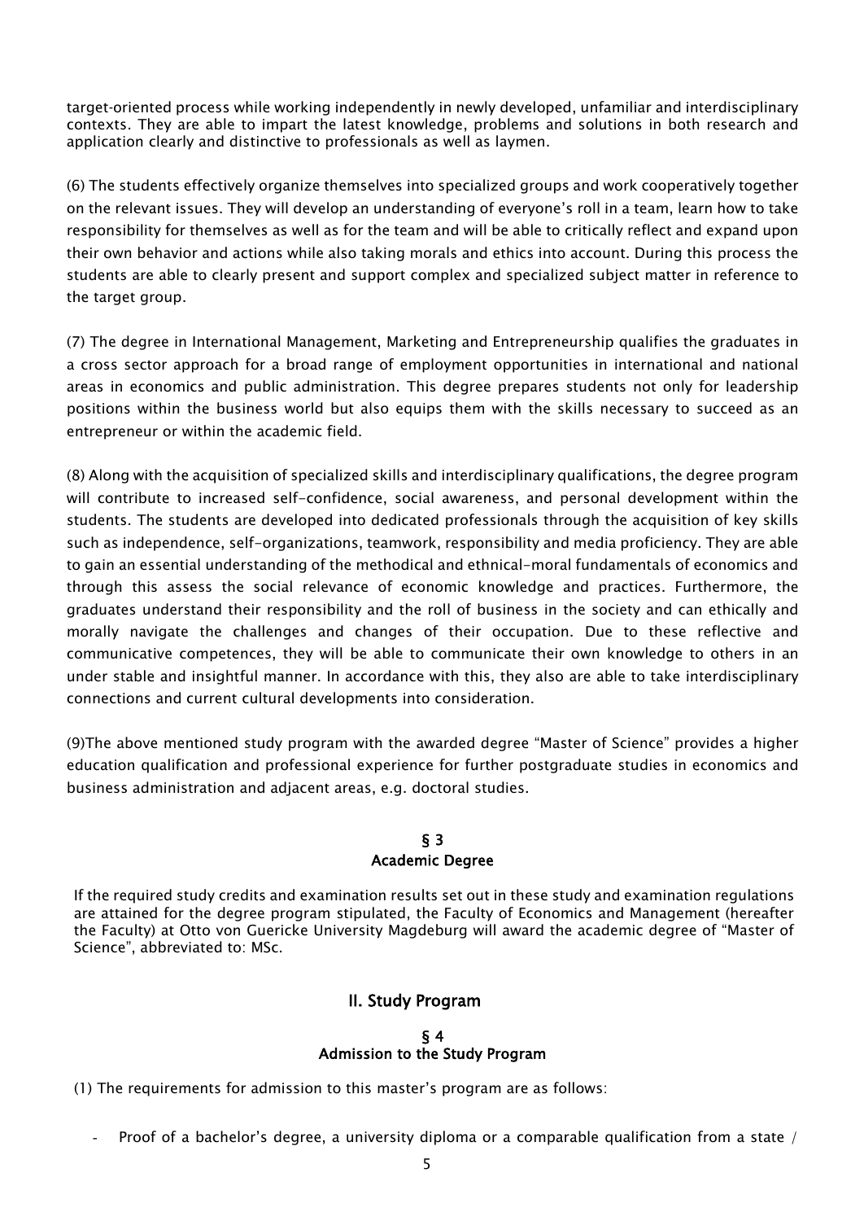target-oriented process while working independently in newly developed, unfamiliar and interdisciplinary contexts. They are able to impart the latest knowledge, problems and solutions in both research and application clearly and distinctive to professionals as well as laymen.

(6) The students effectively organize themselves into specialized groups and work cooperatively together on the relevant issues. They will develop an understanding of everyone's roll in a team, learn how to take responsibility for themselves as well as for the team and will be able to critically reflect and expand upon their own behavior and actions while also taking morals and ethics into account. During this process the students are able to clearly present and support complex and specialized subject matter in reference to the target group.

(7) The degree in International Management, Marketing and Entrepreneurship qualifies the graduates in a cross sector approach for a broad range of employment opportunities in international and national areas in economics and public administration. This degree prepares students not only for leadership positions within the business world but also equips them with the skills necessary to succeed as an entrepreneur or within the academic field.

(8) Along with the acquisition of specialized skills and interdisciplinary qualifications, the degree program will contribute to increased self-confidence, social awareness, and personal development within the students. The students are developed into dedicated professionals through the acquisition of key skills such as independence, self-organizations, teamwork, responsibility and media proficiency. They are able to gain an essential understanding of the methodical and ethnical-moral fundamentals of economics and through this assess the social relevance of economic knowledge and practices. Furthermore, the graduates understand their responsibility and the roll of business in the society and can ethically and morally navigate the challenges and changes of their occupation. Due to these reflective and communicative competences, they will be able to communicate their own knowledge to others in an under stable and insightful manner. In accordance with this, they also are able to take interdisciplinary connections and current cultural developments into consideration.

(9)The above mentioned study program with the awarded degree "Master of Science" provides a higher education qualification and professional experience for further postgraduate studies in economics and business administration and adjacent areas, e.g. doctoral studies.

### § 3
### Academic Degree

If the required study credits and examination results set out in these study and examination regulations are attained for the degree program stipulated, the Faculty of Economics and Management (hereafter the Faculty) at Otto von Guericke University Magdeburg will award the academic degree of "Master of Science", abbreviated to: MSc.

## II. Study Program

### § 4
### Admission to the Study Program

(1) The requirements for admission to this master's program are as follows:

- Proof of a bachelor's degree, a university diploma or a comparable qualification from a state /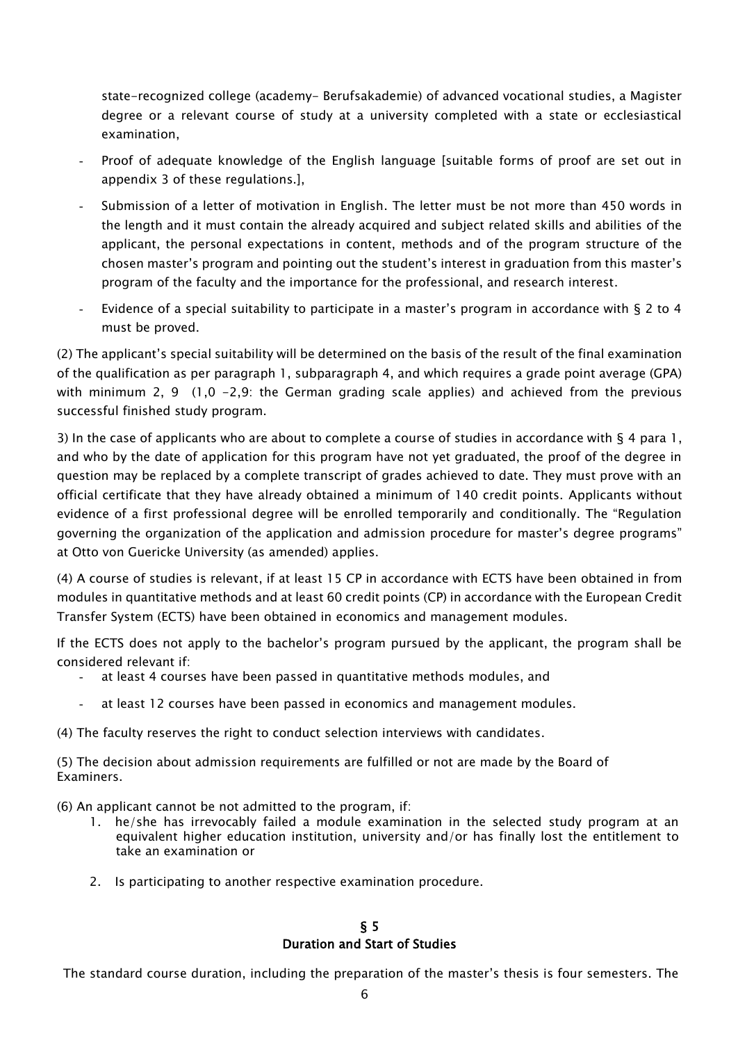state-recognized college (academy- Berufsakademie) of advanced vocational studies, a Magister degree or a relevant course of study at a university completed with a state or ecclesiastical examination,

- Proof of adequate knowledge of the English language [suitable forms of proof are set out in appendix 3 of these regulations.],
- Submission of a letter of motivation in English. The letter must be not more than 450 words in the length and it must contain the already acquired and subject related skills and abilities of the applicant, the personal expectations in content, methods and of the program structure of the chosen master's program and pointing out the student's interest in graduation from this master's program of the faculty and the importance for the professional, and research interest.
- Evidence of a special suitability to participate in a master's program in accordance with § 2 to 4 must be proved.

(2) The applicant's special suitability will be determined on the basis of the result of the final examination of the qualification as per paragraph 1, subparagraph 4, and which requires a grade point average (GPA) with minimum 2, 9 (1,0 -2,9: the German grading scale applies) and achieved from the previous successful finished study program.

3) In the case of applicants who are about to complete a course of studies in accordance with § 4 para 1, and who by the date of application for this program have not yet graduated, the proof of the degree in question may be replaced by a complete transcript of grades achieved to date. They must prove with an official certificate that they have already obtained a minimum of 140 credit points. Applicants without evidence of a first professional degree will be enrolled temporarily and conditionally. The "Regulation governing the organization of the application and admission procedure for master's degree programs" at Otto von Guericke University (as amended) applies.

(4) A course of studies is relevant, if at least 15 CP in accordance with ECTS have been obtained in from modules in quantitative methods and at least 60 credit points (CP) in accordance with the European Credit Transfer System (ECTS) have been obtained in economics and management modules.

If the ECTS does not apply to the bachelor's program pursued by the applicant, the program shall be considered relevant if:

- at least 4 courses have been passed in quantitative methods modules, and
- at least 12 courses have been passed in economics and management modules.

(4) The faculty reserves the right to conduct selection interviews with candidates.

(5) The decision about admission requirements are fulfilled or not are made by the Board of Examiners.

(6) An applicant cannot be not admitted to the program, if:

1. he/she has irrevocably failed a module examination in the selected study program at an equivalent higher education institution, university and/or has finally lost the entitlement to take an examination or
2. Is participating to another respective examination procedure.

## § 5
## Duration and Start of Studies

The standard course duration, including the preparation of the master's thesis is four semesters. The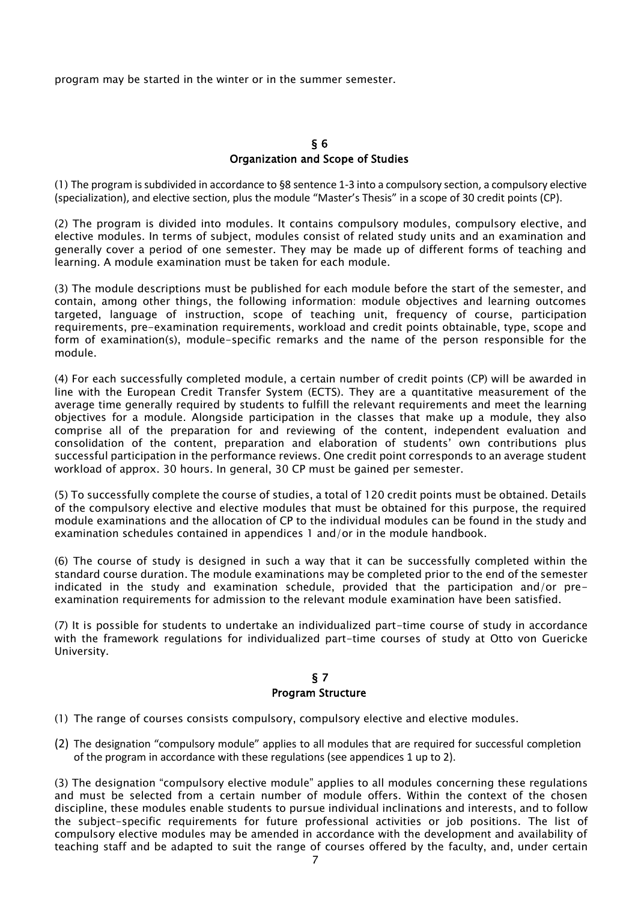program may be started in the winter or in the summer semester.

## § 6
## Organization and Scope of Studies

(1) The program is subdivided in accordance to §8 sentence 1-3 into a compulsory section, a compulsory elective (specialization), and elective section, plus the module "Master's Thesis" in a scope of 30 credit points (CP).

(2) The program is divided into modules. It contains compulsory modules, compulsory elective, and elective modules. In terms of subject, modules consist of related study units and an examination and generally cover a period of one semester. They may be made up of different forms of teaching and learning. A module examination must be taken for each module.

(3) The module descriptions must be published for each module before the start of the semester, and contain, among other things, the following information: module objectives and learning outcomes targeted, language of instruction, scope of teaching unit, frequency of course, participation requirements, pre-examination requirements, workload and credit points obtainable, type, scope and form of examination(s), module-specific remarks and the name of the person responsible for the module.

(4) For each successfully completed module, a certain number of credit points (CP) will be awarded in line with the European Credit Transfer System (ECTS). They are a quantitative measurement of the average time generally required by students to fulfill the relevant requirements and meet the learning objectives for a module. Alongside participation in the classes that make up a module, they also comprise all of the preparation for and reviewing of the content, independent evaluation and consolidation of the content, preparation and elaboration of students' own contributions plus successful participation in the performance reviews. One credit point corresponds to an average student workload of approx. 30 hours. In general, 30 CP must be gained per semester.

(5) To successfully complete the course of studies, a total of 120 credit points must be obtained. Details of the compulsory elective and elective modules that must be obtained for this purpose, the required module examinations and the allocation of CP to the individual modules can be found in the study and examination schedules contained in appendices 1 and/or in the module handbook.

(6) The course of study is designed in such a way that it can be successfully completed within the standard course duration. The module examinations may be completed prior to the end of the semester indicated in the study and examination schedule, provided that the participation and/or pre-examination requirements for admission to the relevant module examination have been satisfied.

(7) It is possible for students to undertake an individualized part-time course of study in accordance with the framework regulations for individualized part-time courses of study at Otto von Guericke University.

## § 7
## Program Structure

(1) The range of courses consists compulsory, compulsory elective and elective modules.

(2) The designation "compulsory module" applies to all modules that are required for successful completion of the program in accordance with these regulations (see appendices 1 up to 2).

(3) The designation "compulsory elective module" applies to all modules concerning these regulations and must be selected from a certain number of module offers. Within the context of the chosen discipline, these modules enable students to pursue individual inclinations and interests, and to follow the subject-specific requirements for future professional activities or job positions. The list of compulsory elective modules may be amended in accordance with the development and availability of teaching staff and be adapted to suit the range of courses offered by the faculty, and, under certain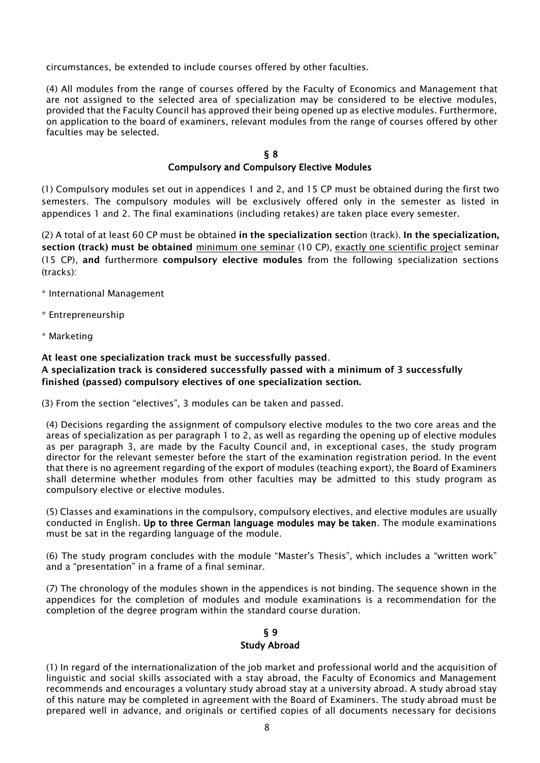circumstances, be extended to include courses offered by other faculties.

(4) All modules from the range of courses offered by the Faculty of Economics and Management that are not assigned to the selected area of specialization may be considered to be elective modules, provided that the Faculty Council has approved their being opened up as elective modules. Furthermore, on application to the board of examiners, relevant modules from the range of courses offered by other faculties may be selected.

## § 8
## Compulsory and Compulsory Elective Modules

(1) Compulsory modules set out in appendices 1 and 2, and 15 CP must be obtained during the first two semesters. The compulsory modules will be exclusively offered only in the semester as listed in appendices 1 and 2. The final examinations (including retakes) are taken place every semester.

(2) A total of at least 60 CP must be obtained **in the specialization secti**on (track). **In the specialization, section (track) must be obtained** minimum one seminar (10 CP), exactly one scientific project seminar (15 CP), **and** furthermore **compulsory elective modules** from the following specialization sections (tracks):

* International Management

* Entrepreneurship

* Marketing

**At least one specialization track must be successfully passed.**
**A specialization track is considered successfully passed with a minimum of 3 successfully finished (passed) compulsory electives of one specialization section.**

(3) From the section "electives", 3 modules can be taken and passed.

(4) Decisions regarding the assignment of compulsory elective modules to the two core areas and the areas of specialization as per paragraph 1 to 2, as well as regarding the opening up of elective modules as per paragraph 3, are made by the Faculty Council and, in exceptional cases, the study program director for the relevant semester before the start of the examination registration period. In the event that there is no agreement regarding of the export of modules (teaching export), the Board of Examiners shall determine whether modules from other faculties may be admitted to this study program as compulsory elective or elective modules.

(5) Classes and examinations in the compulsory, compulsory electives, and elective modules are usually conducted in English. **Up to three German language modules may be taken**. The module examinations must be sat in the regarding language of the module.

(6) The study program concludes with the module "Master's Thesis", which includes a "written work" and a "presentation" in a frame of a final seminar.

(7) The chronology of the modules shown in the appendices is not binding. The sequence shown in the appendices for the completion of modules and module examinations is a recommendation for the completion of the degree program within the standard course duration.

## § 9
## Study Abroad

(1) In regard of the internationalization of the job market and professional world and the acquisition of linguistic and social skills associated with a stay abroad, the Faculty of Economics and Management recommends and encourages a voluntary study abroad stay at a university abroad. A study abroad stay of this nature may be completed in agreement with the Board of Examiners. The study abroad must be prepared well in advance, and originals or certified copies of all documents necessary for decisions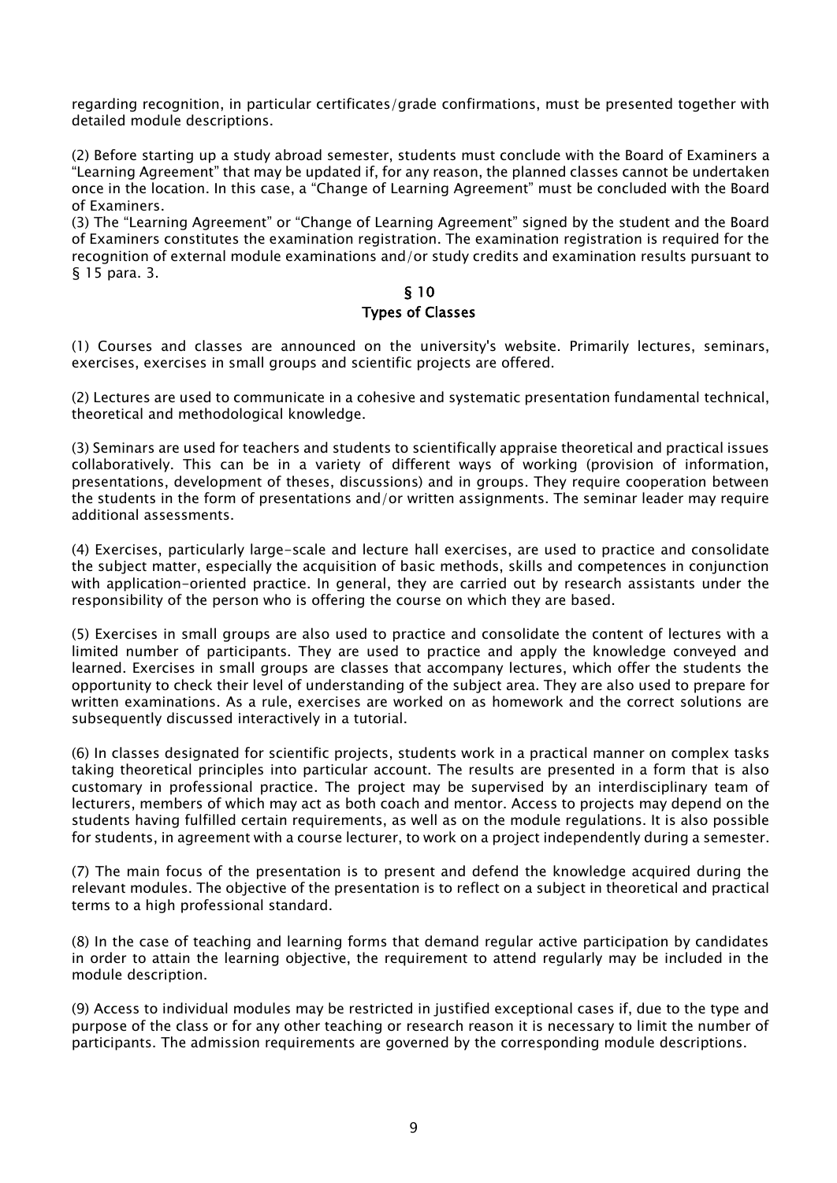regarding recognition, in particular certificates/grade confirmations, must be presented together with detailed module descriptions.

(2) Before starting up a study abroad semester, students must conclude with the Board of Examiners a "Learning Agreement" that may be updated if, for any reason, the planned classes cannot be undertaken once in the location. In this case, a "Change of Learning Agreement" must be concluded with the Board of Examiners.

(3) The "Learning Agreement" or "Change of Learning Agreement" signed by the student and the Board of Examiners constitutes the examination registration. The examination registration is required for the recognition of external module examinations and/or study credits and examination results pursuant to § 15 para. 3.

## § 10
## Types of Classes

(1) Courses and classes are announced on the university's website. Primarily lectures, seminars, exercises, exercises in small groups and scientific projects are offered.

(2) Lectures are used to communicate in a cohesive and systematic presentation fundamental technical, theoretical and methodological knowledge.

(3) Seminars are used for teachers and students to scientifically appraise theoretical and practical issues collaboratively. This can be in a variety of different ways of working (provision of information, presentations, development of theses, discussions) and in groups. They require cooperation between the students in the form of presentations and/or written assignments. The seminar leader may require additional assessments.

(4) Exercises, particularly large-scale and lecture hall exercises, are used to practice and consolidate the subject matter, especially the acquisition of basic methods, skills and competences in conjunction with application-oriented practice. In general, they are carried out by research assistants under the responsibility of the person who is offering the course on which they are based.

(5) Exercises in small groups are also used to practice and consolidate the content of lectures with a limited number of participants. They are used to practice and apply the knowledge conveyed and learned. Exercises in small groups are classes that accompany lectures, which offer the students the opportunity to check their level of understanding of the subject area. They are also used to prepare for written examinations. As a rule, exercises are worked on as homework and the correct solutions are subsequently discussed interactively in a tutorial.

(6) In classes designated for scientific projects, students work in a practical manner on complex tasks taking theoretical principles into particular account. The results are presented in a form that is also customary in professional practice. The project may be supervised by an interdisciplinary team of lecturers, members of which may act as both coach and mentor. Access to projects may depend on the students having fulfilled certain requirements, as well as on the module regulations. It is also possible for students, in agreement with a course lecturer, to work on a project independently during a semester.

(7) The main focus of the presentation is to present and defend the knowledge acquired during the relevant modules. The objective of the presentation is to reflect on a subject in theoretical and practical terms to a high professional standard.

(8) In the case of teaching and learning forms that demand regular active participation by candidates in order to attain the learning objective, the requirement to attend regularly may be included in the module description.

(9) Access to individual modules may be restricted in justified exceptional cases if, due to the type and purpose of the class or for any other teaching or research reason it is necessary to limit the number of participants. The admission requirements are governed by the corresponding module descriptions.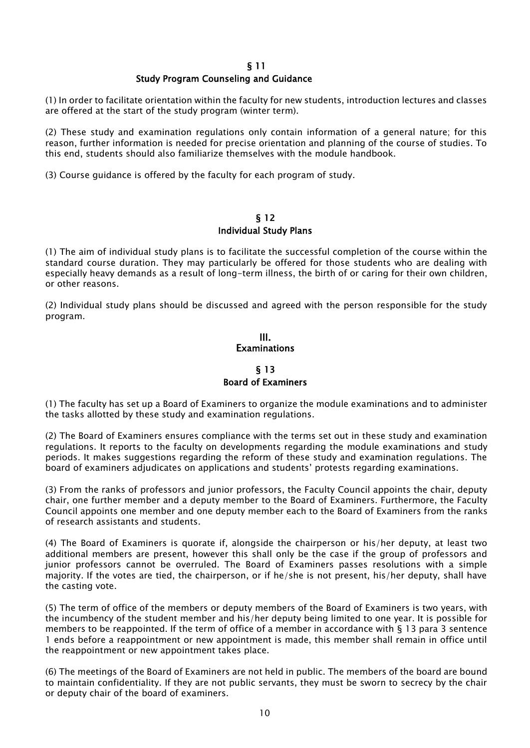## § 11
## Study Program Counseling and Guidance

(1) In order to facilitate orientation within the faculty for new students, introduction lectures and classes are offered at the start of the study program (winter term).

(2) These study and examination regulations only contain information of a general nature; for this reason, further information is needed for precise orientation and planning of the course of studies. To this end, students should also familiarize themselves with the module handbook.

(3) Course guidance is offered by the faculty for each program of study.

## § 12
## Individual Study Plans

(1) The aim of individual study plans is to facilitate the successful completion of the course within the standard course duration. They may particularly be offered for those students who are dealing with especially heavy demands as a result of long-term illness, the birth of or caring for their own children, or other reasons.

(2) Individual study plans should be discussed and agreed with the person responsible for the study program.

# III.
# Examinations

## § 13
## Board of Examiners

(1) The faculty has set up a Board of Examiners to organize the module examinations and to administer the tasks allotted by these study and examination regulations.

(2) The Board of Examiners ensures compliance with the terms set out in these study and examination regulations. It reports to the faculty on developments regarding the module examinations and study periods. It makes suggestions regarding the reform of these study and examination regulations. The board of examiners adjudicates on applications and students' protests regarding examinations.

(3) From the ranks of professors and junior professors, the Faculty Council appoints the chair, deputy chair, one further member and a deputy member to the Board of Examiners. Furthermore, the Faculty Council appoints one member and one deputy member each to the Board of Examiners from the ranks of research assistants and students.

(4) The Board of Examiners is quorate if, alongside the chairperson or his/her deputy, at least two additional members are present, however this shall only be the case if the group of professors and junior professors cannot be overruled. The Board of Examiners passes resolutions with a simple majority. If the votes are tied, the chairperson, or if he/she is not present, his/her deputy, shall have the casting vote.

(5) The term of office of the members or deputy members of the Board of Examiners is two years, with the incumbency of the student member and his/her deputy being limited to one year. It is possible for members to be reappointed. If the term of office of a member in accordance with § 13 para 3 sentence 1 ends before a reappointment or new appointment is made, this member shall remain in office until the reappointment or new appointment takes place.

(6) The meetings of the Board of Examiners are not held in public. The members of the board are bound to maintain confidentiality. If they are not public servants, they must be sworn to secrecy by the chair or deputy chair of the board of examiners.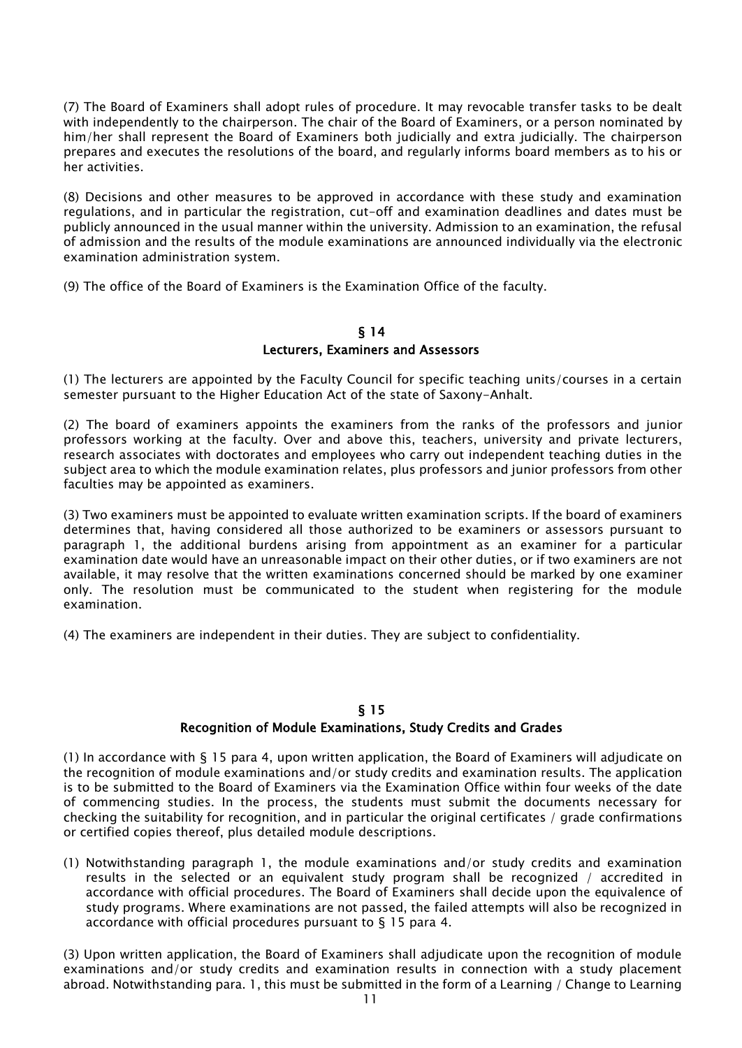(7) The Board of Examiners shall adopt rules of procedure. It may revocable transfer tasks to be dealt with independently to the chairperson. The chair of the Board of Examiners, or a person nominated by him/her shall represent the Board of Examiners both judicially and extra judicially. The chairperson prepares and executes the resolutions of the board, and regularly informs board members as to his or her activities.

(8) Decisions and other measures to be approved in accordance with these study and examination regulations, and in particular the registration, cut-off and examination deadlines and dates must be publicly announced in the usual manner within the university. Admission to an examination, the refusal of admission and the results of the module examinations are announced individually via the electronic examination administration system.

(9) The office of the Board of Examiners is the Examination Office of the faculty.

## § 14
## Lecturers, Examiners and Assessors

(1) The lecturers are appointed by the Faculty Council for specific teaching units/courses in a certain semester pursuant to the Higher Education Act of the state of Saxony-Anhalt.

(2) The board of examiners appoints the examiners from the ranks of the professors and junior professors working at the faculty. Over and above this, teachers, university and private lecturers, research associates with doctorates and employees who carry out independent teaching duties in the subject area to which the module examination relates, plus professors and junior professors from other faculties may be appointed as examiners.

(3) Two examiners must be appointed to evaluate written examination scripts. If the board of examiners determines that, having considered all those authorized to be examiners or assessors pursuant to paragraph 1, the additional burdens arising from appointment as an examiner for a particular examination date would have an unreasonable impact on their other duties, or if two examiners are not available, it may resolve that the written examinations concerned should be marked by one examiner only. The resolution must be communicated to the student when registering for the module examination.

(4) The examiners are independent in their duties. They are subject to confidentiality.

## § 15
## Recognition of Module Examinations, Study Credits and Grades

(1) In accordance with § 15 para 4, upon written application, the Board of Examiners will adjudicate on the recognition of module examinations and/or study credits and examination results. The application is to be submitted to the Board of Examiners via the Examination Office within four weeks of the date of commencing studies. In the process, the students must submit the documents necessary for checking the suitability for recognition, and in particular the original certificates / grade confirmations or certified copies thereof, plus detailed module descriptions.

(1) Notwithstanding paragraph 1, the module examinations and/or study credits and examination results in the selected or an equivalent study program shall be recognized / accredited in accordance with official procedures. The Board of Examiners shall decide upon the equivalence of study programs. Where examinations are not passed, the failed attempts will also be recognized in accordance with official procedures pursuant to § 15 para 4.

(3) Upon written application, the Board of Examiners shall adjudicate upon the recognition of module examinations and/or study credits and examination results in connection with a study placement abroad. Notwithstanding para. 1, this must be submitted in the form of a Learning / Change to Learning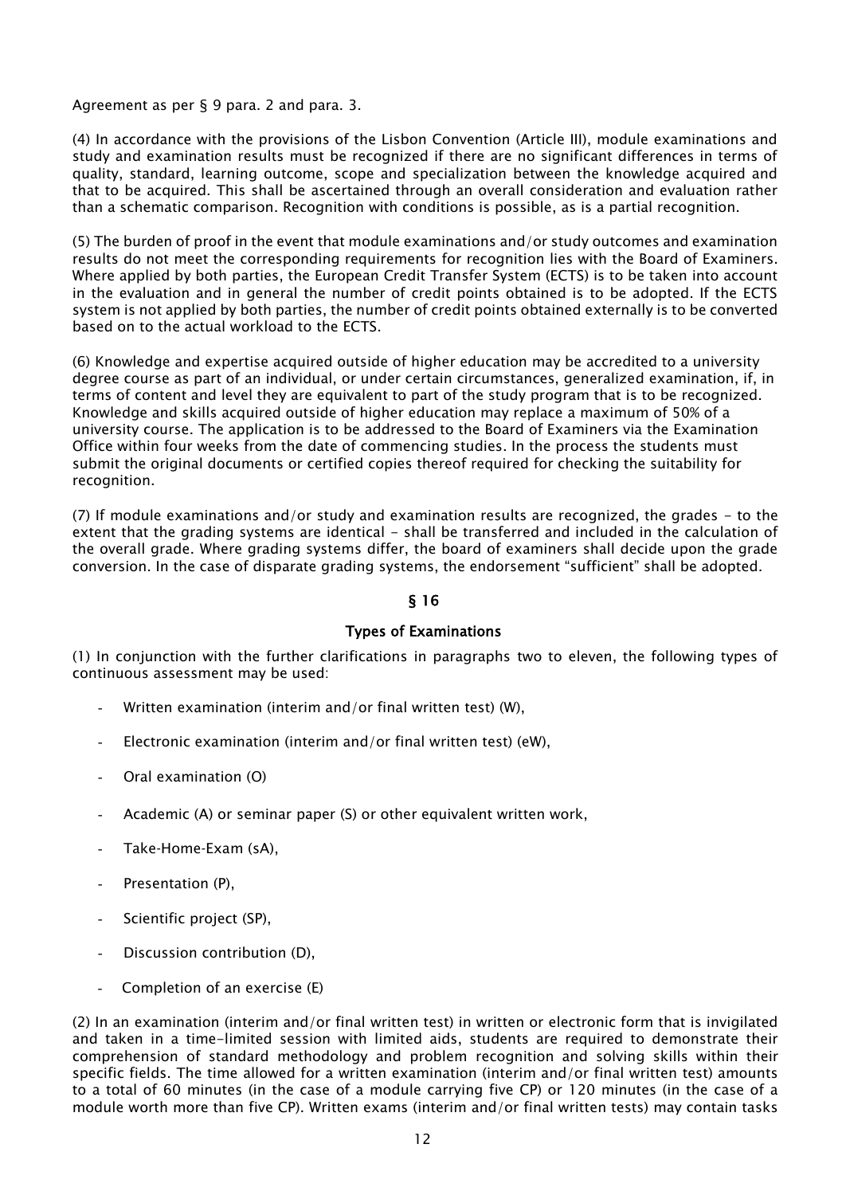Agreement as per § 9 para. 2 and para. 3.

(4) In accordance with the provisions of the Lisbon Convention (Article III), module examinations and study and examination results must be recognized if there are no significant differences in terms of quality, standard, learning outcome, scope and specialization between the knowledge acquired and that to be acquired. This shall be ascertained through an overall consideration and evaluation rather than a schematic comparison. Recognition with conditions is possible, as is a partial recognition.

(5) The burden of proof in the event that module examinations and/or study outcomes and examination results do not meet the corresponding requirements for recognition lies with the Board of Examiners. Where applied by both parties, the European Credit Transfer System (ECTS) is to be taken into account in the evaluation and in general the number of credit points obtained is to be adopted. If the ECTS system is not applied by both parties, the number of credit points obtained externally is to be converted based on to the actual workload to the ECTS.

(6) Knowledge and expertise acquired outside of higher education may be accredited to a university degree course as part of an individual, or under certain circumstances, generalized examination, if, in terms of content and level they are equivalent to part of the study program that is to be recognized. Knowledge and skills acquired outside of higher education may replace a maximum of 50% of a university course. The application is to be addressed to the Board of Examiners via the Examination Office within four weeks from the date of commencing studies. In the process the students must submit the original documents or certified copies thereof required for checking the suitability for recognition.

(7) If module examinations and/or study and examination results are recognized, the grades - to the extent that the grading systems are identical - shall be transferred and included in the calculation of the overall grade. Where grading systems differ, the board of examiners shall decide upon the grade conversion. In the case of disparate grading systems, the endorsement "sufficient" shall be adopted.

## § 16

## Types of Examinations

(1) In conjunction with the further clarifications in paragraphs two to eleven, the following types of continuous assessment may be used:

- Written examination (interim and/or final written test) (W),
- Electronic examination (interim and/or final written test) (eW),
- Oral examination (O)
- Academic (A) or seminar paper (S) or other equivalent written work,
- Take-Home-Exam (sA),
- Presentation (P),
- Scientific project (SP),
- Discussion contribution (D),
- Completion of an exercise (E)

(2) In an examination (interim and/or final written test) in written or electronic form that is invigilated and taken in a time-limited session with limited aids, students are required to demonstrate their comprehension of standard methodology and problem recognition and solving skills within their specific fields. The time allowed for a written examination (interim and/or final written test) amounts to a total of 60 minutes (in the case of a module carrying five CP) or 120 minutes (in the case of a module worth more than five CP). Written exams (interim and/or final written tests) may contain tasks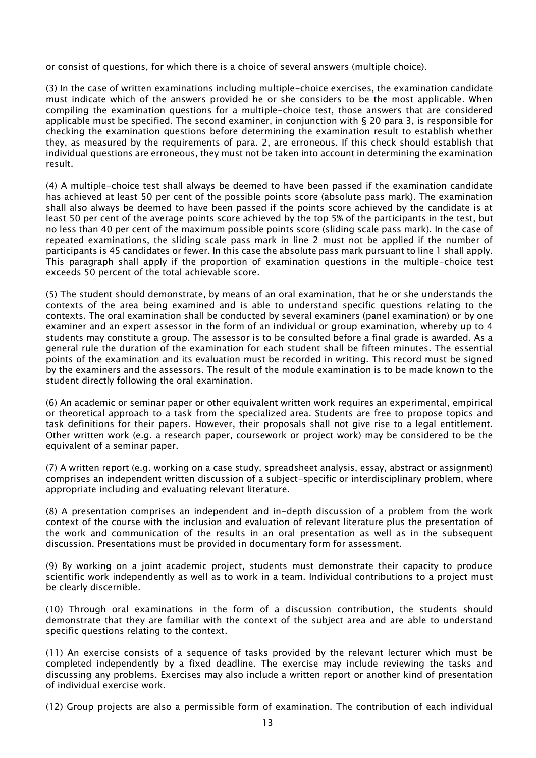or consist of questions, for which there is a choice of several answers (multiple choice).

(3) In the case of written examinations including multiple-choice exercises, the examination candidate must indicate which of the answers provided he or she considers to be the most applicable. When compiling the examination questions for a multiple-choice test, those answers that are considered applicable must be specified. The second examiner, in conjunction with § 20 para 3, is responsible for checking the examination questions before determining the examination result to establish whether they, as measured by the requirements of para. 2, are erroneous. If this check should establish that individual questions are erroneous, they must not be taken into account in determining the examination result.

(4) A multiple-choice test shall always be deemed to have been passed if the examination candidate has achieved at least 50 per cent of the possible points score (absolute pass mark). The examination shall also always be deemed to have been passed if the points score achieved by the candidate is at least 50 per cent of the average points score achieved by the top 5% of the participants in the test, but no less than 40 per cent of the maximum possible points score (sliding scale pass mark). In the case of repeated examinations, the sliding scale pass mark in line 2 must not be applied if the number of participants is 45 candidates or fewer. In this case the absolute pass mark pursuant to line 1 shall apply. This paragraph shall apply if the proportion of examination questions in the multiple-choice test exceeds 50 percent of the total achievable score.

(5) The student should demonstrate, by means of an oral examination, that he or she understands the contexts of the area being examined and is able to understand specific questions relating to the contexts. The oral examination shall be conducted by several examiners (panel examination) or by one examiner and an expert assessor in the form of an individual or group examination, whereby up to 4 students may constitute a group. The assessor is to be consulted before a final grade is awarded. As a general rule the duration of the examination for each student shall be fifteen minutes. The essential points of the examination and its evaluation must be recorded in writing. This record must be signed by the examiners and the assessors. The result of the module examination is to be made known to the student directly following the oral examination.

(6) An academic or seminar paper or other equivalent written work requires an experimental, empirical or theoretical approach to a task from the specialized area. Students are free to propose topics and task definitions for their papers. However, their proposals shall not give rise to a legal entitlement. Other written work (e.g. a research paper, coursework or project work) may be considered to be the equivalent of a seminar paper.

(7) A written report (e.g. working on a case study, spreadsheet analysis, essay, abstract or assignment) comprises an independent written discussion of a subject-specific or interdisciplinary problem, where appropriate including and evaluating relevant literature.

(8) A presentation comprises an independent and in-depth discussion of a problem from the work context of the course with the inclusion and evaluation of relevant literature plus the presentation of the work and communication of the results in an oral presentation as well as in the subsequent discussion. Presentations must be provided in documentary form for assessment.

(9) By working on a joint academic project, students must demonstrate their capacity to produce scientific work independently as well as to work in a team. Individual contributions to a project must be clearly discernible.

(10) Through oral examinations in the form of a discussion contribution, the students should demonstrate that they are familiar with the context of the subject area and are able to understand specific questions relating to the context.

(11) An exercise consists of a sequence of tasks provided by the relevant lecturer which must be completed independently by a fixed deadline. The exercise may include reviewing the tasks and discussing any problems. Exercises may also include a written report or another kind of presentation of individual exercise work.

(12) Group projects are also a permissible form of examination. The contribution of each individual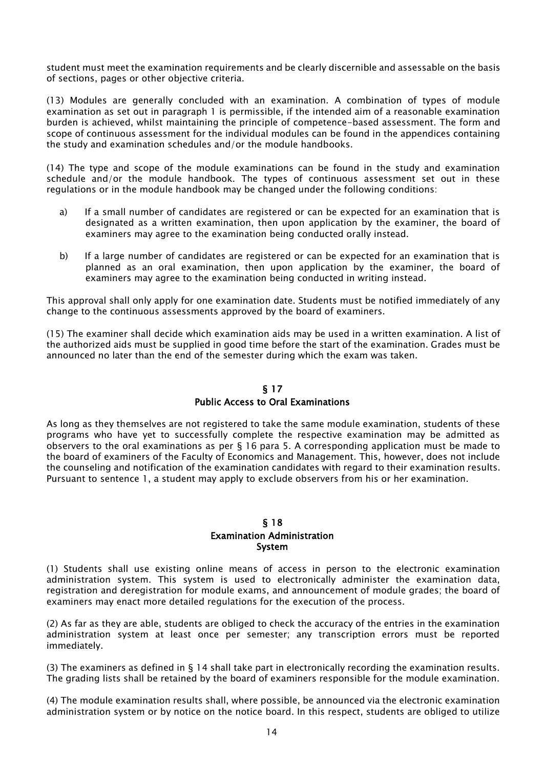student must meet the examination requirements and be clearly discernible and assessable on the basis of sections, pages or other objective criteria.

(13) Modules are generally concluded with an examination. A combination of types of module examination as set out in paragraph 1 is permissible, if the intended aim of a reasonable examination burden is achieved, whilst maintaining the principle of competence-based assessment. The form and scope of continuous assessment for the individual modules can be found in the appendices containing the study and examination schedules and/or the module handbooks.

(14) The type and scope of the module examinations can be found in the study and examination schedule and/or the module handbook. The types of continuous assessment set out in these regulations or in the module handbook may be changed under the following conditions:

a) If a small number of candidates are registered or can be expected for an examination that is designated as a written examination, then upon application by the examiner, the board of examiners may agree to the examination being conducted orally instead.

b) If a large number of candidates are registered or can be expected for an examination that is planned as an oral examination, then upon application by the examiner, the board of examiners may agree to the examination being conducted in writing instead.

This approval shall only apply for one examination date. Students must be notified immediately of any change to the continuous assessments approved by the board of examiners.

(15) The examiner shall decide which examination aids may be used in a written examination. A list of the authorized aids must be supplied in good time before the start of the examination. Grades must be announced no later than the end of the semester during which the exam was taken.

## § 17
## Public Access to Oral Examinations

As long as they themselves are not registered to take the same module examination, students of these programs who have yet to successfully complete the respective examination may be admitted as observers to the oral examinations as per § 16 para 5. A corresponding application must be made to the board of examiners of the Faculty of Economics and Management. This, however, does not include the counseling and notification of the examination candidates with regard to their examination results. Pursuant to sentence 1, a student may apply to exclude observers from his or her examination.

## § 18
## Examination Administration System

(1) Students shall use existing online means of access in person to the electronic examination administration system. This system is used to electronically administer the examination data, registration and deregistration for module exams, and announcement of module grades; the board of examiners may enact more detailed regulations for the execution of the process.

(2) As far as they are able, students are obliged to check the accuracy of the entries in the examination administration system at least once per semester; any transcription errors must be reported immediately.

(3) The examiners as defined in § 14 shall take part in electronically recording the examination results. The grading lists shall be retained by the board of examiners responsible for the module examination.

(4) The module examination results shall, where possible, be announced via the electronic examination administration system or by notice on the notice board. In this respect, students are obliged to utilize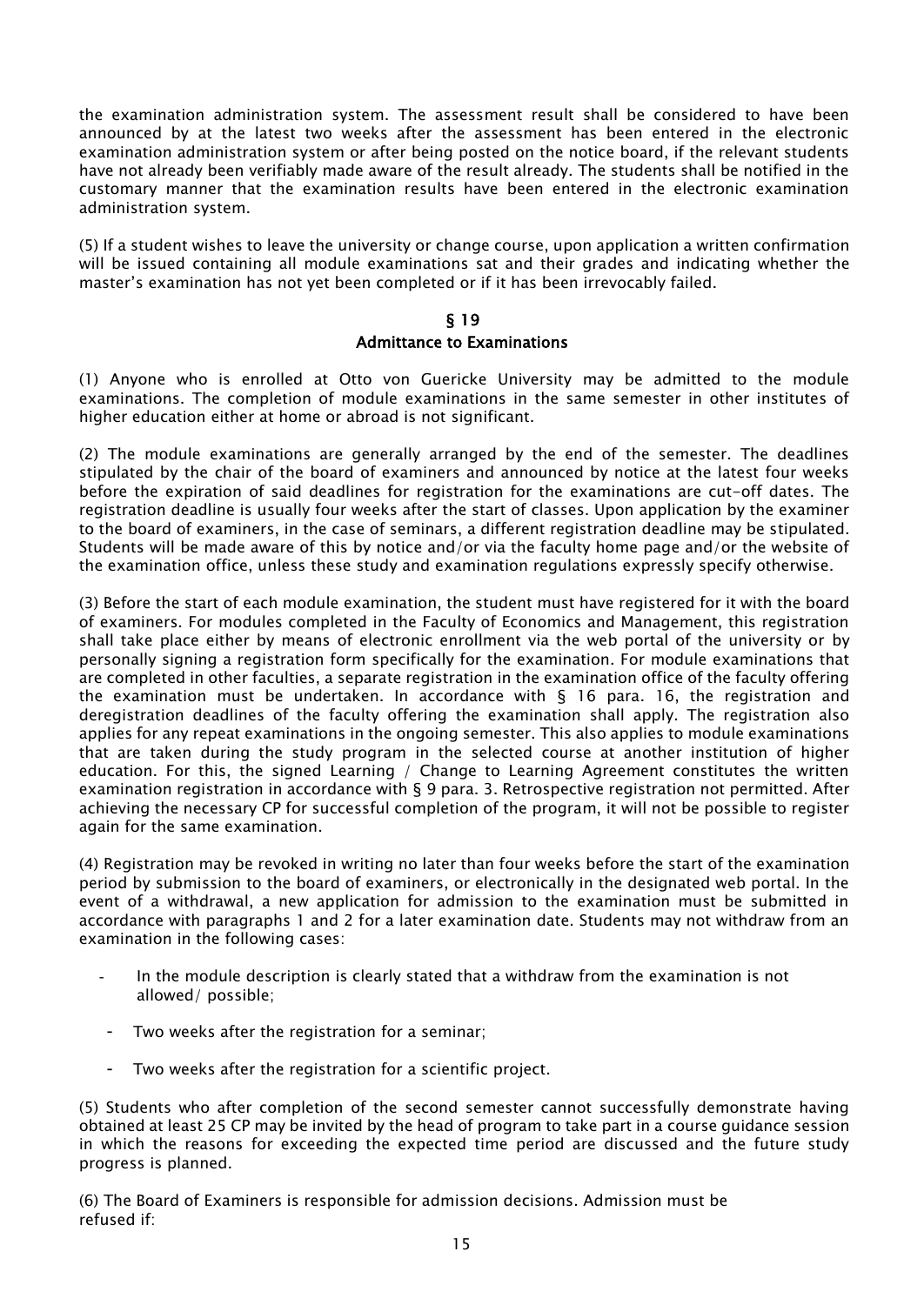the examination administration system. The assessment result shall be considered to have been announced by at the latest two weeks after the assessment has been entered in the electronic examination administration system or after being posted on the notice board, if the relevant students have not already been verifiably made aware of the result already. The students shall be notified in the customary manner that the examination results have been entered in the electronic examination administration system.

(5) If a student wishes to leave the university or change course, upon application a written confirmation will be issued containing all module examinations sat and their grades and indicating whether the master's examination has not yet been completed or if it has been irrevocably failed.

## § 19
## Admittance to Examinations

(1) Anyone who is enrolled at Otto von Guericke University may be admitted to the module examinations. The completion of module examinations in the same semester in other institutes of higher education either at home or abroad is not significant.

(2) The module examinations are generally arranged by the end of the semester. The deadlines stipulated by the chair of the board of examiners and announced by notice at the latest four weeks before the expiration of said deadlines for registration for the examinations are cut-off dates. The registration deadline is usually four weeks after the start of classes. Upon application by the examiner to the board of examiners, in the case of seminars, a different registration deadline may be stipulated. Students will be made aware of this by notice and/or via the faculty home page and/or the website of the examination office, unless these study and examination regulations expressly specify otherwise.

(3) Before the start of each module examination, the student must have registered for it with the board of examiners. For modules completed in the Faculty of Economics and Management, this registration shall take place either by means of electronic enrollment via the web portal of the university or by personally signing a registration form specifically for the examination. For module examinations that are completed in other faculties, a separate registration in the examination office of the faculty offering the examination must be undertaken. In accordance with § 16 para. 16, the registration and deregistration deadlines of the faculty offering the examination shall apply. The registration also applies for any repeat examinations in the ongoing semester. This also applies to module examinations that are taken during the study program in the selected course at another institution of higher education. For this, the signed Learning / Change to Learning Agreement constitutes the written examination registration in accordance with § 9 para. 3. Retrospective registration not permitted. After achieving the necessary CP for successful completion of the program, it will not be possible to register again for the same examination.

(4) Registration may be revoked in writing no later than four weeks before the start of the examination period by submission to the board of examiners, or electronically in the designated web portal. In the event of a withdrawal, a new application for admission to the examination must be submitted in accordance with paragraphs 1 and 2 for a later examination date. Students may not withdraw from an examination in the following cases:

- In the module description is clearly stated that a withdraw from the examination is not allowed/ possible;
- Two weeks after the registration for a seminar;
- Two weeks after the registration for a scientific project.

(5) Students who after completion of the second semester cannot successfully demonstrate having obtained at least 25 CP may be invited by the head of program to take part in a course guidance session in which the reasons for exceeding the expected time period are discussed and the future study progress is planned.

(6) The Board of Examiners is responsible for admission decisions. Admission must be refused if: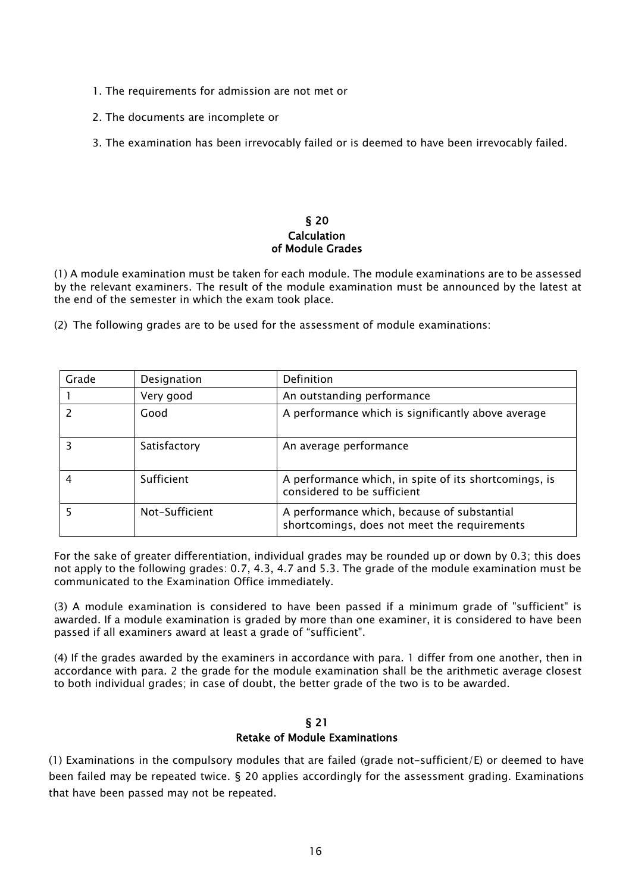1. The requirements for admission are not met or

2. The documents are incomplete or

3. The examination has been irrevocably failed or is deemed to have been irrevocably failed.

## § 20
## Calculation of Module Grades

(1) A module examination must be taken for each module. The module examinations are to be assessed by the relevant examiners. The result of the module examination must be announced by the latest at the end of the semester in which the exam took place.

(2) The following grades are to be used for the assessment of module examinations:

| Grade | Designation | Definition |
|---|---|---|
| 1 | Very good | An outstanding performance |
| 2 | Good | A performance which is significantly above average |
| 3 | Satisfactory | An average performance |
| 4 | Sufficient | A performance which, in spite of its shortcomings, is considered to be sufficient |
| 5 | Not-Sufficient | A performance which, because of substantial shortcomings, does not meet the requirements |

For the sake of greater differentiation, individual grades may be rounded up or down by 0.3; this does not apply to the following grades: 0.7, 4.3, 4.7 and 5.3. The grade of the module examination must be communicated to the Examination Office immediately.

(3) A module examination is considered to have been passed if a minimum grade of "sufficient" is awarded. If a module examination is graded by more than one examiner, it is considered to have been passed if all examiners award at least a grade of “sufficient".

(4) If the grades awarded by the examiners in accordance with para. 1 differ from one another, then in accordance with para. 2 the grade for the module examination shall be the arithmetic average closest to both individual grades; in case of doubt, the better grade of the two is to be awarded.

## § 21
## Retake of Module Examinations

(1) Examinations in the compulsory modules that are failed (grade not-sufficient/E) or deemed to have been failed may be repeated twice. § 20 applies accordingly for the assessment grading. Examinations that have been passed may not be repeated.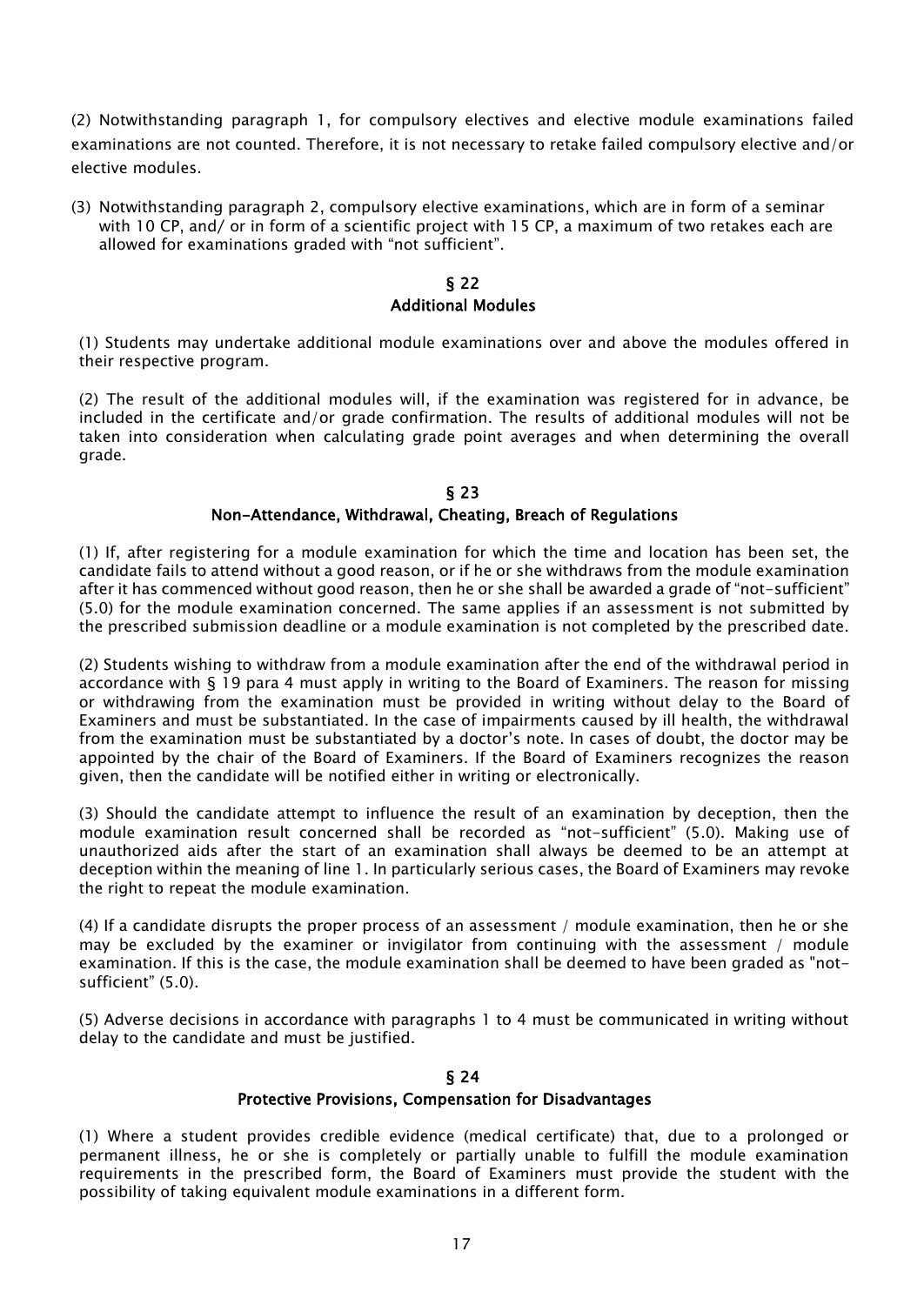(2) Notwithstanding paragraph 1, for compulsory electives and elective module examinations failed examinations are not counted. Therefore, it is not necessary to retake failed compulsory elective and/or elective modules.

(3) Notwithstanding paragraph 2, compulsory elective examinations, which are in form of a seminar with 10 CP, and/ or in form of a scientific project with 15 CP, a maximum of two retakes each are allowed for examinations graded with "not sufficient".

## § 22
## Additional Modules

(1) Students may undertake additional module examinations over and above the modules offered in their respective program.

(2) The result of the additional modules will, if the examination was registered for in advance, be included in the certificate and/or grade confirmation. The results of additional modules will not be taken into consideration when calculating grade point averages and when determining the overall grade.

## § 23
## Non-Attendance, Withdrawal, Cheating, Breach of Regulations

(1) If, after registering for a module examination for which the time and location has been set, the candidate fails to attend without a good reason, or if he or she withdraws from the module examination after it has commenced without good reason, then he or she shall be awarded a grade of "not-sufficient" (5.0) for the module examination concerned. The same applies if an assessment is not submitted by the prescribed submission deadline or a module examination is not completed by the prescribed date.

(2) Students wishing to withdraw from a module examination after the end of the withdrawal period in accordance with § 19 para 4 must apply in writing to the Board of Examiners. The reason for missing or withdrawing from the examination must be provided in writing without delay to the Board of Examiners and must be substantiated. In the case of impairments caused by ill health, the withdrawal from the examination must be substantiated by a doctor's note. In cases of doubt, the doctor may be appointed by the chair of the Board of Examiners. If the Board of Examiners recognizes the reason given, then the candidate will be notified either in writing or electronically.

(3) Should the candidate attempt to influence the result of an examination by deception, then the module examination result concerned shall be recorded as "not-sufficient" (5.0). Making use of unauthorized aids after the start of an examination shall always be deemed to be an attempt at deception within the meaning of line 1. In particularly serious cases, the Board of Examiners may revoke the right to repeat the module examination.

(4) If a candidate disrupts the proper process of an assessment / module examination, then he or she may be excluded by the examiner or invigilator from continuing with the assessment / module examination. If this is the case, the module examination shall be deemed to have been graded as "not-sufficient" (5.0).

(5) Adverse decisions in accordance with paragraphs 1 to 4 must be communicated in writing without delay to the candidate and must be justified.

## § 24
## Protective Provisions, Compensation for Disadvantages

(1) Where a student provides credible evidence (medical certificate) that, due to a prolonged or permanent illness, he or she is completely or partially unable to fulfill the module examination requirements in the prescribed form, the Board of Examiners must provide the student with the possibility of taking equivalent module examinations in a different form.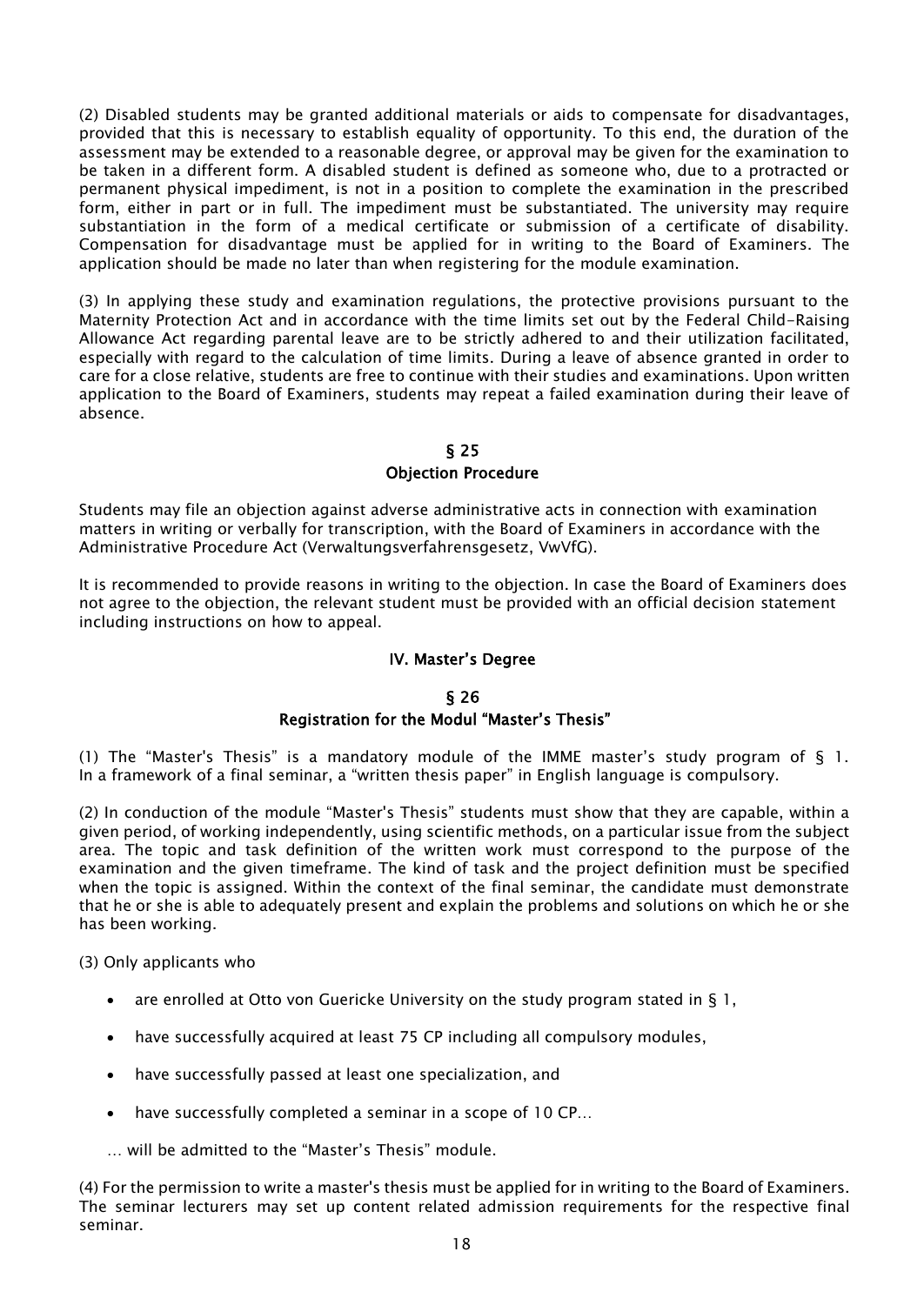(2) Disabled students may be granted additional materials or aids to compensate for disadvantages, provided that this is necessary to establish equality of opportunity. To this end, the duration of the assessment may be extended to a reasonable degree, or approval may be given for the examination to be taken in a different form. A disabled student is defined as someone who, due to a protracted or permanent physical impediment, is not in a position to complete the examination in the prescribed form, either in part or in full. The impediment must be substantiated. The university may require substantiation in the form of a medical certificate or submission of a certificate of disability. Compensation for disadvantage must be applied for in writing to the Board of Examiners. The application should be made no later than when registering for the module examination.

(3) In applying these study and examination regulations, the protective provisions pursuant to the Maternity Protection Act and in accordance with the time limits set out by the Federal Child-Raising Allowance Act regarding parental leave are to be strictly adhered to and their utilization facilitated, especially with regard to the calculation of time limits. During a leave of absence granted in order to care for a close relative, students are free to continue with their studies and examinations. Upon written application to the Board of Examiners, students may repeat a failed examination during their leave of absence.

## § 25
## Objection Procedure

Students may file an objection against adverse administrative acts in connection with examination matters in writing or verbally for transcription, with the Board of Examiners in accordance with the Administrative Procedure Act (Verwaltungsverfahrensgesetz, VwVfG).

It is recommended to provide reasons in writing to the objection. In case the Board of Examiners does not agree to the objection, the relevant student must be provided with an official decision statement including instructions on how to appeal.

# IV. Master's Degree

## § 26
## Registration for the Modul "Master's Thesis"

(1) The "Master's Thesis" is a mandatory module of the IMME master's study program of § 1. In a framework of a final seminar, a "written thesis paper" in English language is compulsory.

(2) In conduction of the module "Master's Thesis" students must show that they are capable, within a given period, of working independently, using scientific methods, on a particular issue from the subject area. The topic and task definition of the written work must correspond to the purpose of the examination and the given timeframe. The kind of task and the project definition must be specified when the topic is assigned. Within the context of the final seminar, the candidate must demonstrate that he or she is able to adequately present and explain the problems and solutions on which he or she has been working.

(3) Only applicants who

- are enrolled at Otto von Guericke University on the study program stated in § 1,
- have successfully acquired at least 75 CP including all compulsory modules,
- have successfully passed at least one specialization, and
- have successfully completed a seminar in a scope of 10 CP…

… will be admitted to the "Master's Thesis" module.

(4) For the permission to write a master's thesis must be applied for in writing to the Board of Examiners. The seminar lecturers may set up content related admission requirements for the respective final seminar.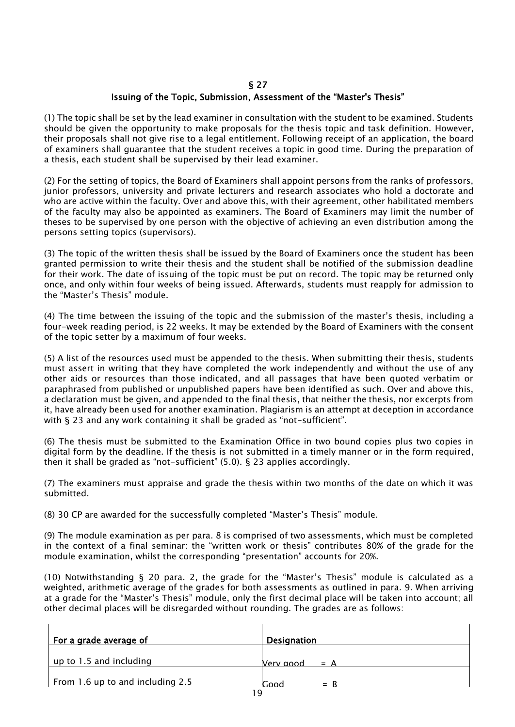## § 27
## Issuing of the Topic, Submission, Assessment of the "Master's Thesis"

(1) The topic shall be set by the lead examiner in consultation with the student to be examined. Students should be given the opportunity to make proposals for the thesis topic and task definition. However, their proposals shall not give rise to a legal entitlement. Following receipt of an application, the board of examiners shall guarantee that the student receives a topic in good time. During the preparation of a thesis, each student shall be supervised by their lead examiner.

(2) For the setting of topics, the Board of Examiners shall appoint persons from the ranks of professors, junior professors, university and private lecturers and research associates who hold a doctorate and who are active within the faculty. Over and above this, with their agreement, other habilitated members of the faculty may also be appointed as examiners. The Board of Examiners may limit the number of theses to be supervised by one person with the objective of achieving an even distribution among the persons setting topics (supervisors).

(3) The topic of the written thesis shall be issued by the Board of Examiners once the student has been granted permission to write their thesis and the student shall be notified of the submission deadline for their work. The date of issuing of the topic must be put on record. The topic may be returned only once, and only within four weeks of being issued. Afterwards, students must reapply for admission to the "Master's Thesis" module.

(4) The time between the issuing of the topic and the submission of the master's thesis, including a four-week reading period, is 22 weeks. It may be extended by the Board of Examiners with the consent of the topic setter by a maximum of four weeks.

(5) A list of the resources used must be appended to the thesis. When submitting their thesis, students must assert in writing that they have completed the work independently and without the use of any other aids or resources than those indicated, and all passages that have been quoted verbatim or paraphrased from published or unpublished papers have been identified as such. Over and above this, a declaration must be given, and appended to the final thesis, that neither the thesis, nor excerpts from it, have already been used for another examination. Plagiarism is an attempt at deception in accordance with § 23 and any work containing it shall be graded as "not-sufficient".

(6) The thesis must be submitted to the Examination Office in two bound copies plus two copies in digital form by the deadline. If the thesis is not submitted in a timely manner or in the form required, then it shall be graded as "not-sufficient" (5.0). § 23 applies accordingly.

(7) The examiners must appraise and grade the thesis within two months of the date on which it was submitted.

(8) 30 CP are awarded for the successfully completed "Master's Thesis" module.

(9) The module examination as per para. 8 is comprised of two assessments, which must be completed in the context of a final seminar: the "written work or thesis" contributes 80% of the grade for the module examination, whilst the corresponding "presentation" accounts for 20%.

(10) Notwithstanding § 20 para. 2, the grade for the "Master's Thesis" module is calculated as a weighted, arithmetic average of the grades for both assessments as outlined in para. 9. When arriving at a grade for the "Master's Thesis" module, only the first decimal place will be taken into account; all other decimal places will be disregarded without rounding. The grades are as follows:

| For a grade average of | Designation |
|---|---|
| up to 1.5 and including | Very good = A |
| From 1.6 up to and including 2.5 | Good = B |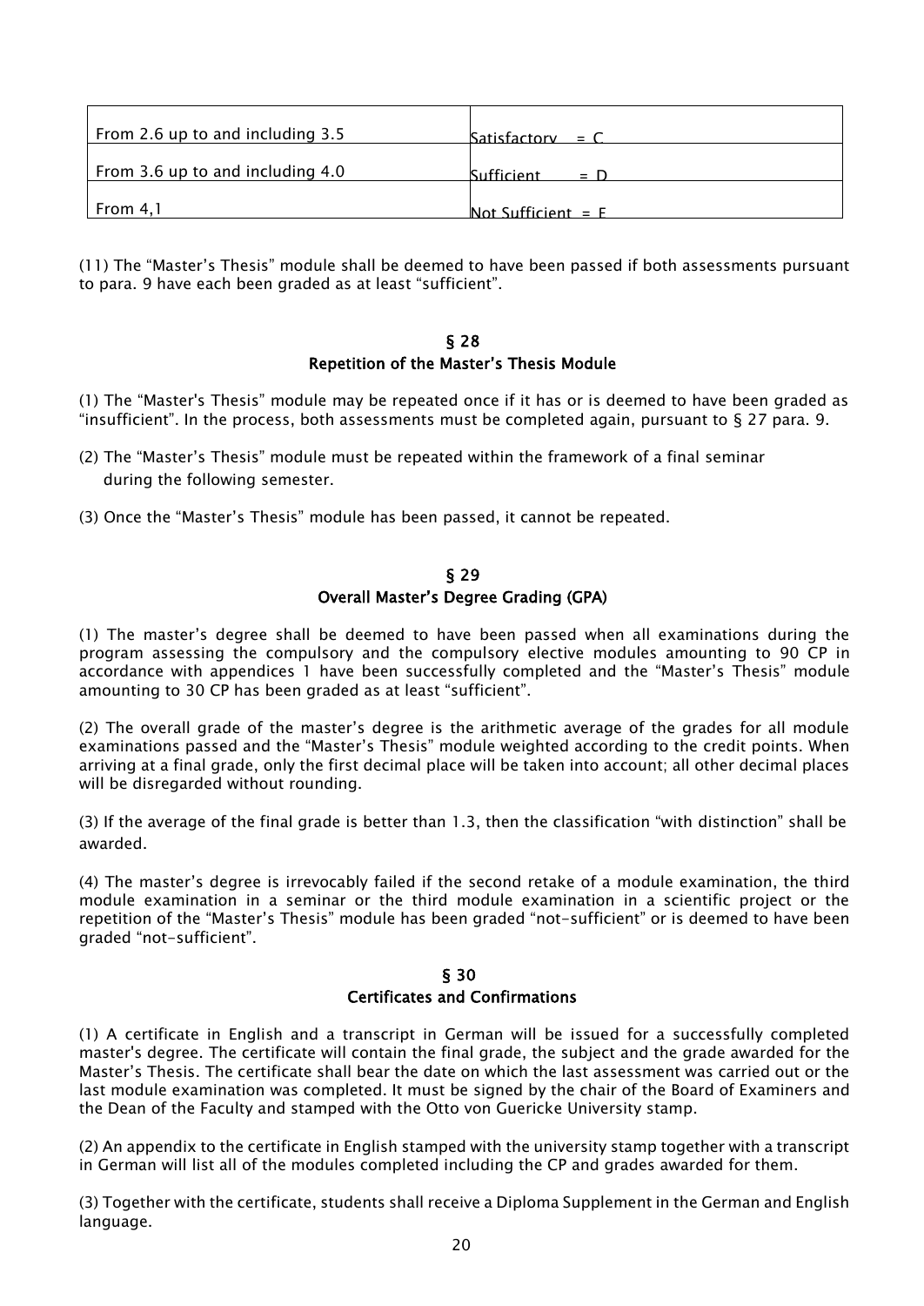| | |
|---|---|
| From 2.6 up to and including 3.5 | Satisfactory = C |
| From 3.6 up to and including 4.0 | Sufficient = D |
| From 4,1 | Not Sufficient = F |

(11) The “Master’s Thesis” module shall be deemed to have been passed if both assessments pursuant to para. 9 have each been graded as at least “sufficient”.

## § 28
## Repetition of the Master’s Thesis Module

(1) The “Master's Thesis” module may be repeated once if it has or is deemed to have been graded as “insufficient”. In the process, both assessments must be completed again, pursuant to § 27 para. 9.

(2) The “Master’s Thesis” module must be repeated within the framework of a final seminar during the following semester.

(3) Once the “Master’s Thesis” module has been passed, it cannot be repeated.

## § 29
## Overall Master’s Degree Grading (GPA)

(1) The master’s degree shall be deemed to have been passed when all examinations during the program assessing the compulsory and the compulsory elective modules amounting to 90 CP in accordance with appendices 1 have been successfully completed and the “Master’s Thesis” module amounting to 30 CP has been graded as at least “sufficient”.

(2) The overall grade of the master’s degree is the arithmetic average of the grades for all module examinations passed and the “Master’s Thesis” module weighted according to the credit points. When arriving at a final grade, only the first decimal place will be taken into account; all other decimal places will be disregarded without rounding.

(3) If the average of the final grade is better than 1.3, then the classification “with distinction” shall be awarded.

(4) The master’s degree is irrevocably failed if the second retake of a module examination, the third module examination in a seminar or the third module examination in a scientific project or the repetition of the “Master’s Thesis” module has been graded “not-sufficient” or is deemed to have been graded “not-sufficient”.

## § 30
## Certificates and Confirmations

(1) A certificate in English and a transcript in German will be issued for a successfully completed master's degree. The certificate will contain the final grade, the subject and the grade awarded for the Master’s Thesis. The certificate shall bear the date on which the last assessment was carried out or the last module examination was completed. It must be signed by the chair of the Board of Examiners and the Dean of the Faculty and stamped with the Otto von Guericke University stamp.

(2) An appendix to the certificate in English stamped with the university stamp together with a transcript in German will list all of the modules completed including the CP and grades awarded for them.

(3) Together with the certificate, students shall receive a Diploma Supplement in the German and English language.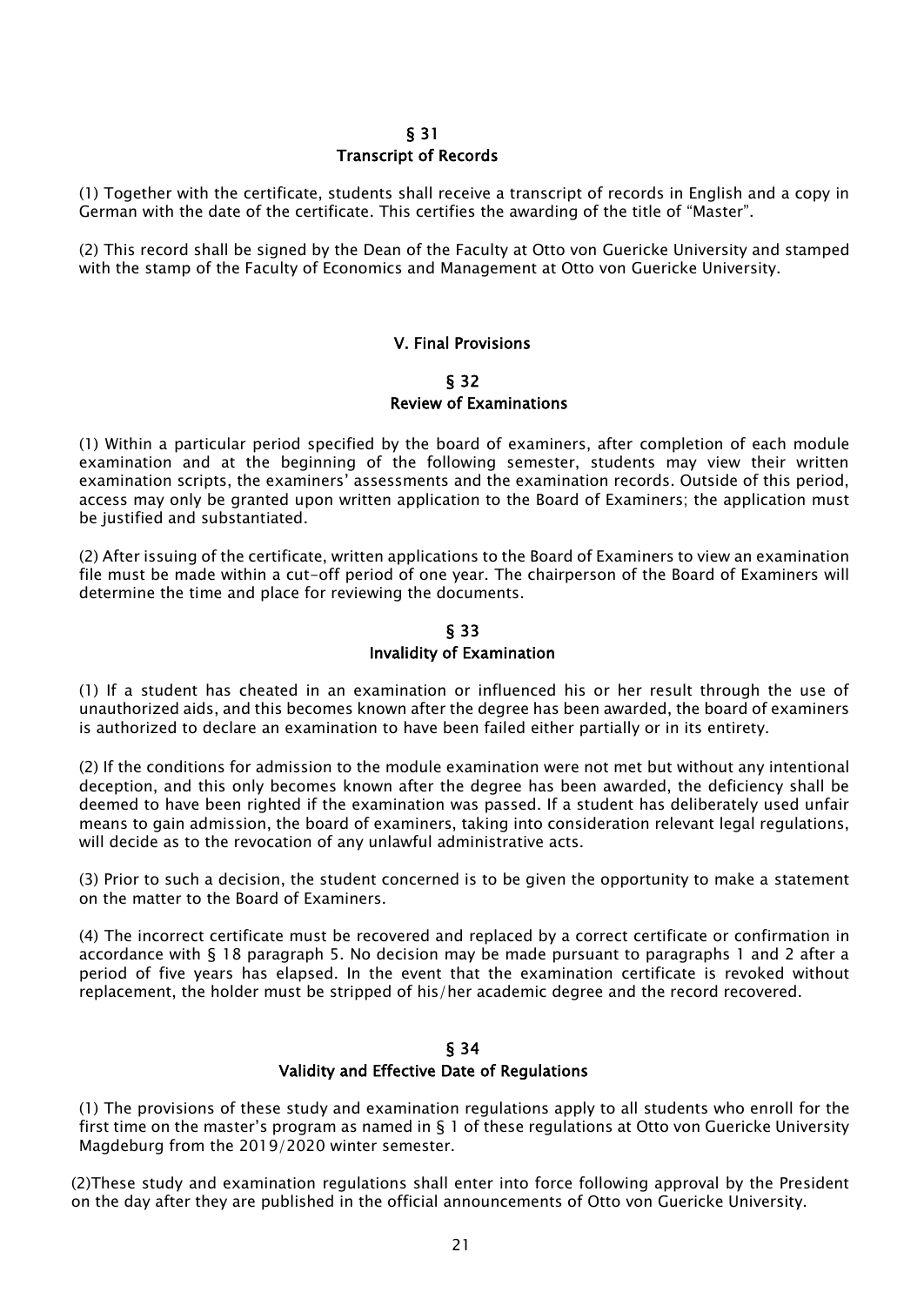## § 31
## Transcript of Records

(1) Together with the certificate, students shall receive a transcript of records in English and a copy in German with the date of the certificate. This certifies the awarding of the title of "Master".

(2) This record shall be signed by the Dean of the Faculty at Otto von Guericke University and stamped with the stamp of the Faculty of Economics and Management at Otto von Guericke University.

# V. Final Provisions

## § 32
## Review of Examinations

(1) Within a particular period specified by the board of examiners, after completion of each module examination and at the beginning of the following semester, students may view their written examination scripts, the examiners' assessments and the examination records. Outside of this period, access may only be granted upon written application to the Board of Examiners; the application must be justified and substantiated.

(2) After issuing of the certificate, written applications to the Board of Examiners to view an examination file must be made within a cut-off period of one year. The chairperson of the Board of Examiners will determine the time and place for reviewing the documents.

## § 33
## Invalidity of Examination

(1) If a student has cheated in an examination or influenced his or her result through the use of unauthorized aids, and this becomes known after the degree has been awarded, the board of examiners is authorized to declare an examination to have been failed either partially or in its entirety.

(2) If the conditions for admission to the module examination were not met but without any intentional deception, and this only becomes known after the degree has been awarded, the deficiency shall be deemed to have been righted if the examination was passed. If a student has deliberately used unfair means to gain admission, the board of examiners, taking into consideration relevant legal regulations, will decide as to the revocation of any unlawful administrative acts.

(3) Prior to such a decision, the student concerned is to be given the opportunity to make a statement on the matter to the Board of Examiners.

(4) The incorrect certificate must be recovered and replaced by a correct certificate or confirmation in accordance with § 18 paragraph 5. No decision may be made pursuant to paragraphs 1 and 2 after a period of five years has elapsed. In the event that the examination certificate is revoked without replacement, the holder must be stripped of his/her academic degree and the record recovered.

## § 34
## Validity and Effective Date of Regulations

(1) The provisions of these study and examination regulations apply to all students who enroll for the first time on the master's program as named in § 1 of these regulations at Otto von Guericke University Magdeburg from the 2019/2020 winter semester.

(2)These study and examination regulations shall enter into force following approval by the President on the day after they are published in the official announcements of Otto von Guericke University.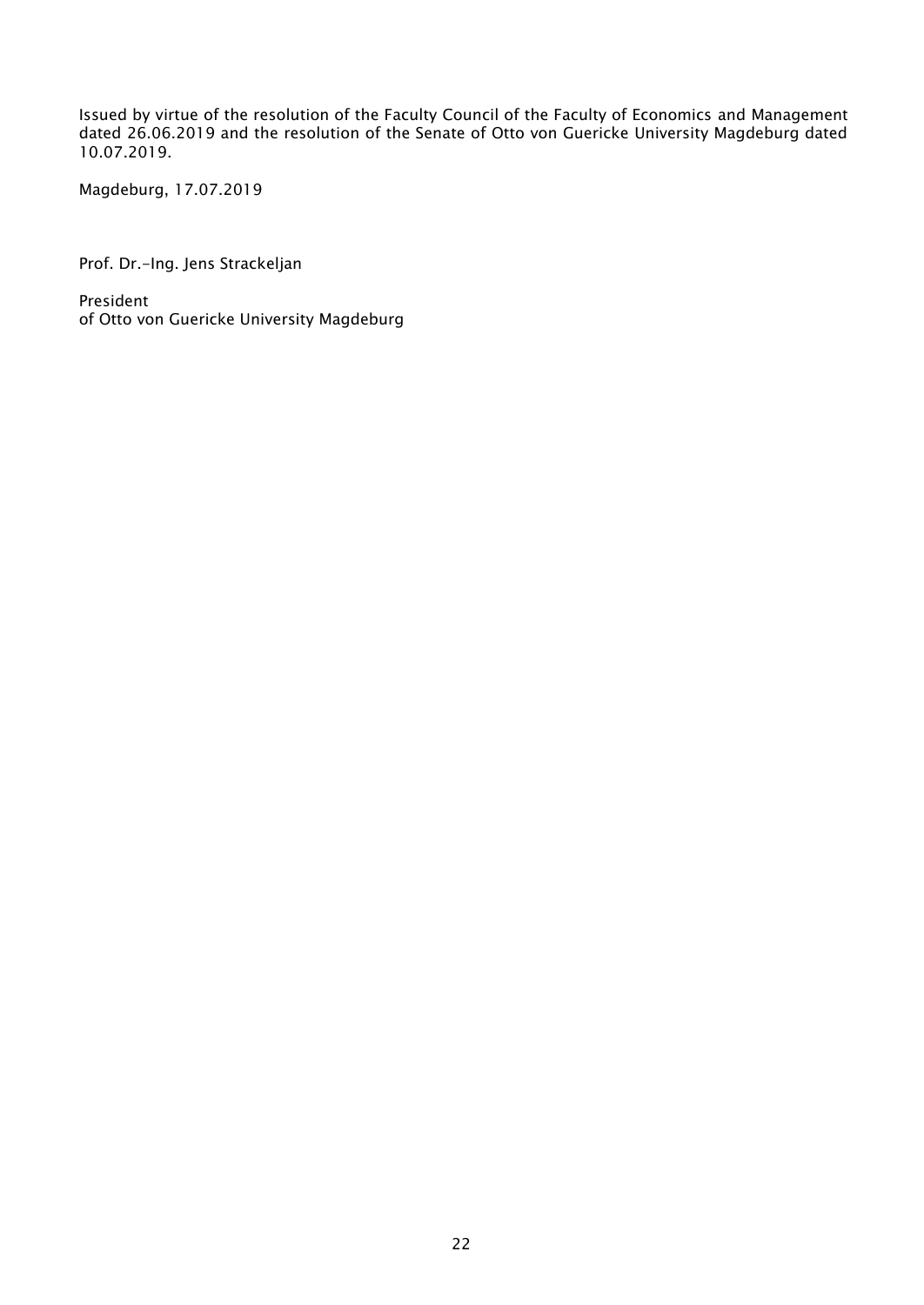Issued by virtue of the resolution of the Faculty Council of the Faculty of Economics and Management dated 26.06.2019 and the resolution of the Senate of Otto von Guericke University Magdeburg dated 10.07.2019.

Magdeburg, 17.07.2019

Prof. Dr.-Ing. Jens Strackeljan

President
of Otto von Guericke University Magdeburg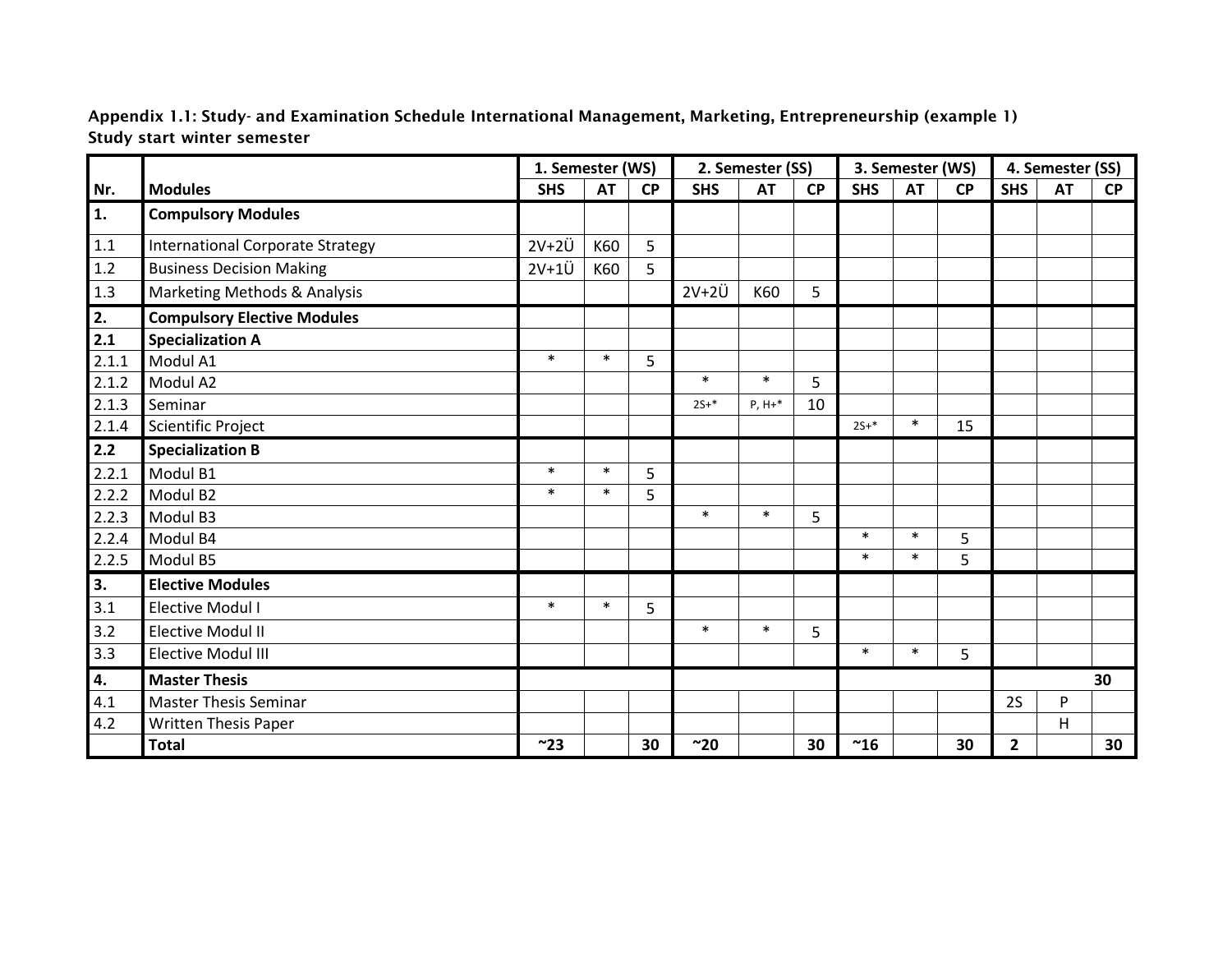**Appendix 1.1: Study- and Examination Schedule International Management, Marketing, Entrepreneurship (example 1)**
**Study start winter semester**

| | | 1. Semester (WS) | | | 2. Semester (SS) | | | 3. Semester (WS) | | | 4. Semester (SS) | | |
|---|---|---|---|---|---|---|---|---|---|---|---|---|---|
| **Nr.** | **Modules** | **SHS** | **AT** | **CP** | **SHS** | **AT** | **CP** | **SHS** | **AT** | **CP** | **SHS** | **AT** | **CP** |
| **1.** | **Compulsory Modules** | | | | | | | | | | | | |
| 1.1 | International Corporate Strategy | 2V+2Ü | K60 | 5 | | | | | | | | | |
| 1.2 | Business Decision Making | 2V+1Ü | K60 | 5 | | | | | | | | | |
| 1.3 | Marketing Methods & Analysis | | | | 2V+2Ü | K60 | 5 | | | | | | |
| **2.** | **Compulsory Elective Modules** | | | | | | | | | | | | |
| **2.1** | **Specialization A** | | | | | | | | | | | | |
| 2.1.1 | Modul A1 | * | * | 5 | | | | | | | | | |
| 2.1.2 | Modul A2 | | | | * | * | 5 | | | | | | |
| 2.1.3 | Seminar | | | | 2S+* | P, H+* | 10 | | | | | | |
| 2.1.4 | Scientific Project | | | | | | | 2S+* | * | 15 | | | |
| **2.2** | **Specialization B** | | | | | | | | | | | | |
| 2.2.1 | Modul B1 | * | * | 5 | | | | | | | | | |
| 2.2.2 | Modul B2 | * | * | 5 | | | | | | | | | |
| 2.2.3 | Modul B3 | | | | * | * | 5 | | | | | | |
| 2.2.4 | Modul B4 | | | | | | | * | * | 5 | | | |
| 2.2.5 | Modul B5 | | | | | | | * | * | 5 | | | |
| **3.** | **Elective Modules** | | | | | | | | | | | | |
| 3.1 | Elective Modul I | * | * | 5 | | | | | | | | | |
| 3.2 | Elective Modul II | | | | * | * | 5 | | | | | | |
| 3.3 | Elective Modul III | | | | | | | * | * | 5 | | | |
| **4.** | **Master Thesis** | | | | | | | | | | | | **30** |
| 4.1 | Master Thesis Seminar | | | | | | | | | | 2S | P | |
| 4.2 | Written Thesis Paper | | | | | | | | | | | H | |
| | **Total** | **~23** | | **30** | **~20** | | **30** | **~16** | | **30** | **2** | | **30** |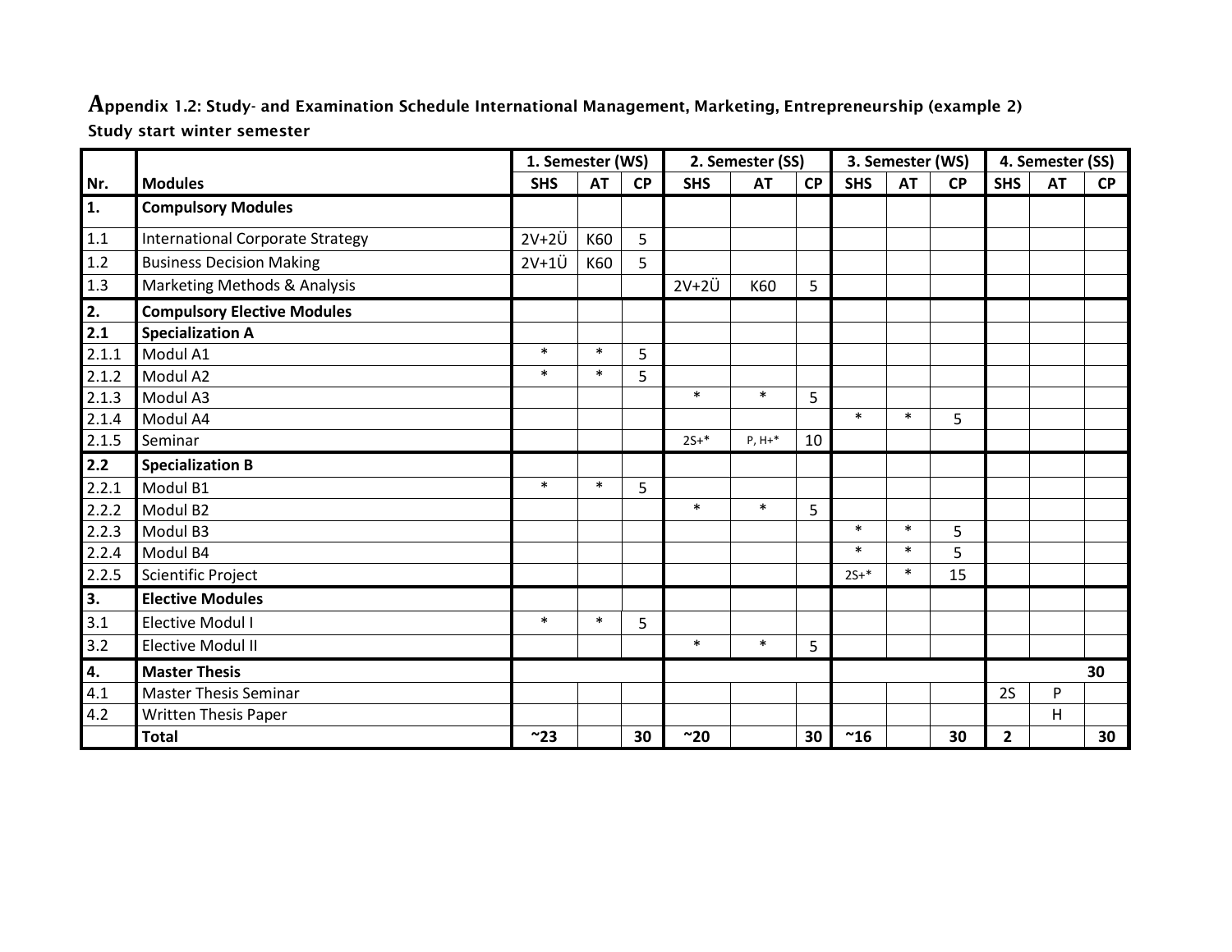**Appendix 1.2: Study- and Examination Schedule International Management, Marketing, Entrepreneurship (example 2)**

**Study start winter semester**

| | | 1. Semester (WS) | | | 2. Semester (SS) | | | 3. Semester (WS) | | | 4. Semester (SS) | | |
|---|---|---|---|---|---|---|---|---|---|---|---|---|---|
| **Nr.** | **Modules** | **SHS** | **AT** | **CP** | **SHS** | **AT** | **CP** | **SHS** | **AT** | **CP** | **SHS** | **AT** | **CP** |
| **1.** | **Compulsory Modules** | | | | | | | | | | | | |
| 1.1 | International Corporate Strategy | 2V+2Ü | K60 | 5 | | | | | | | | | |
| 1.2 | Business Decision Making | 2V+1Ü | K60 | 5 | | | | | | | | | |
| 1.3 | Marketing Methods & Analysis | | | | 2V+2Ü | K60 | 5 | | | | | | |
| **2.** | **Compulsory Elective Modules** | | | | | | | | | | | | |
| **2.1** | **Specialization A** | | | | | | | | | | | | |
| 2.1.1 | Modul A1 | * | * | 5 | | | | | | | | | |
| 2.1.2 | Modul A2 | * | * | 5 | | | | | | | | | |
| 2.1.3 | Modul A3 | | | | * | * | 5 | | | | | | |
| 2.1.4 | Modul A4 | | | | | | | * | * | 5 | | | |
| 2.1.5 | Seminar | | | | 2S+* | P, H+* | 10 | | | | | | |
| **2.2** | **Specialization B** | | | | | | | | | | | | |
| 2.2.1 | Modul B1 | * | * | 5 | | | | | | | | | |
| 2.2.2 | Modul B2 | | | | * | * | 5 | | | | | | |
| 2.2.3 | Modul B3 | | | | | | | * | * | 5 | | | |
| 2.2.4 | Modul B4 | | | | | | | * | * | 5 | | | |
| 2.2.5 | Scientific Project | | | | | | | 2S+* | * | 15 | | | |
| **3.** | **Elective Modules** | | | | | | | | | | | | |
| 3.1 | Elective Modul I | * | * | 5 | | | | | | | | | |
| 3.2 | Elective Modul II | | | | * | * | 5 | | | | | | |
| **4.** | **Master Thesis** | | | | | | | | | | | | **30** |
| 4.1 | Master Thesis Seminar | | | | | | | | | | 2S | P | |
| 4.2 | Written Thesis Paper | | | | | | | | | | | H | |
| | **Total** | **~23** | | **30** | **~20** | | **30** | **~16** | | **30** | **2** | | **30** |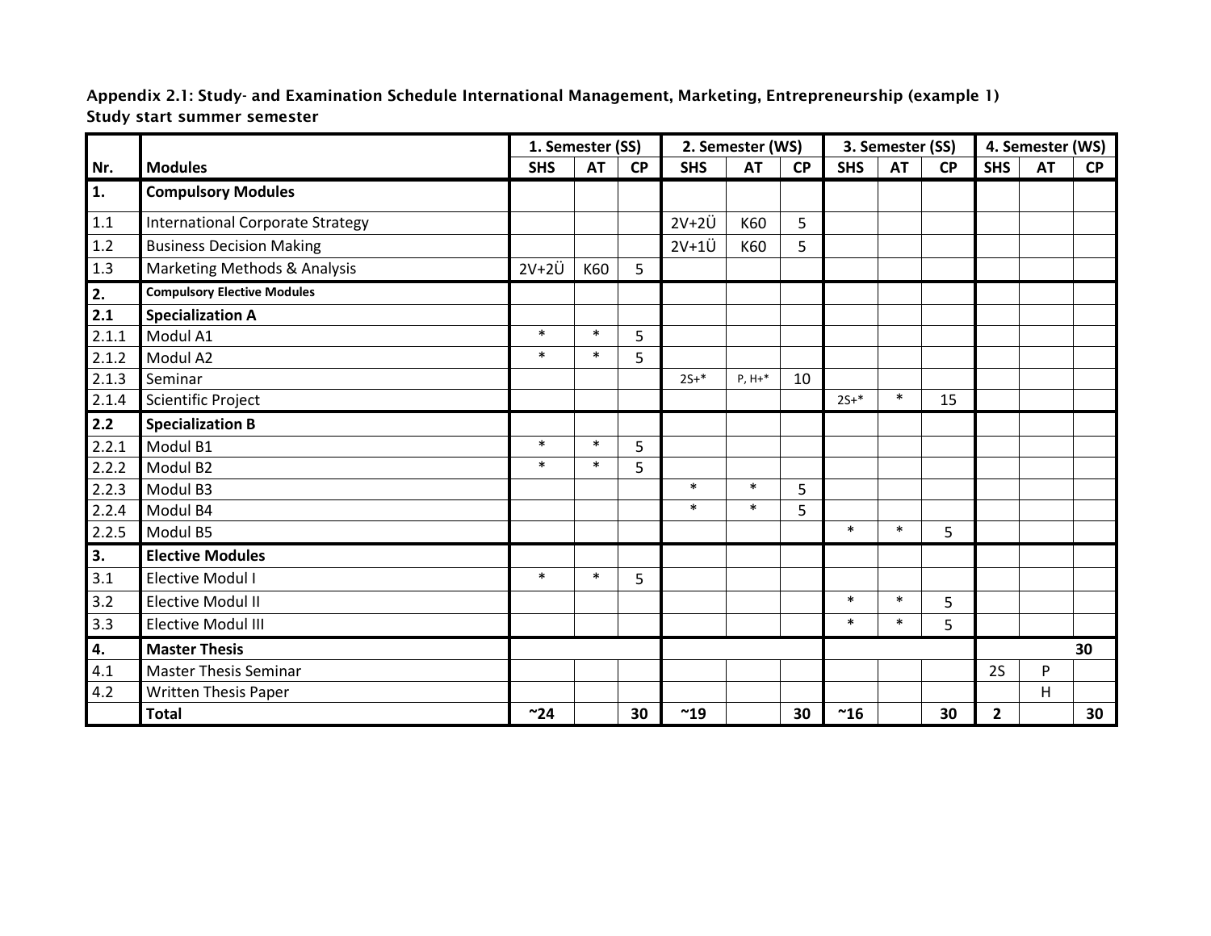**Appendix 2.1: Study- and Examination Schedule International Management, Marketing, Entrepreneurship (example 1)**
**Study start summer semester**

| | | 1. Semester (SS) | | | 2. Semester (WS) | | | 3. Semester (SS) | | | 4. Semester (WS) | | |
|---|---|---|---|---|---|---|---|---|---|---|---|---|---|
| **Nr.** | **Modules** | **SHS** | **AT** | **CP** | **SHS** | **AT** | **CP** | **SHS** | **AT** | **CP** | **SHS** | **AT** | **CP** |
| **1.** | **Compulsory Modules** | | | | | | | | | | | | |
| 1.1 | International Corporate Strategy | | | | 2V+2Ü | K60 | 5 | | | | | | |
| 1.2 | Business Decision Making | | | | 2V+1Ü | K60 | 5 | | | | | | |
| 1.3 | Marketing Methods & Analysis | 2V+2Ü | K60 | 5 | | | | | | | | | |
| **2.** | **Compulsory Elective Modules** | | | | | | | | | | | | |
| **2.1** | **Specialization A** | | | | | | | | | | | | |
| 2.1.1 | Modul A1 | * | * | 5 | | | | | | | | | |
| 2.1.2 | Modul A2 | * | * | 5 | | | | | | | | | |
| 2.1.3 | Seminar | | | | 2S+* | P, H+* | 10 | | | | | | |
| 2.1.4 | Scientific Project | | | | | | | 2S+* | * | 15 | | | |
| **2.2** | **Specialization B** | | | | | | | | | | | | |
| 2.2.1 | Modul B1 | * | * | 5 | | | | | | | | | |
| 2.2.2 | Modul B2 | * | * | 5 | | | | | | | | | |
| 2.2.3 | Modul B3 | | | | * | * | 5 | | | | | | |
| 2.2.4 | Modul B4 | | | | * | * | 5 | | | | | | |
| 2.2.5 | Modul B5 | | | | | | | * | * | 5 | | | |
| **3.** | **Elective Modules** | | | | | | | | | | | | |
| 3.1 | Elective Modul I | * | * | 5 | | | | | | | | | |
| 3.2 | Elective Modul II | | | | | | | * | * | 5 | | | |
| 3.3 | Elective Modul III | | | | | | | * | * | 5 | | | |
| **4.** | **Master Thesis** | | | | | | | | | | | | **30** |
| 4.1 | Master Thesis Seminar | | | | | | | | | | 2S | P | |
| 4.2 | Written Thesis Paper | | | | | | | | | | | H | |
| | **Total** | **~24** | | **30** | **~19** | | **30** | **~16** | | **30** | **2** | | **30** |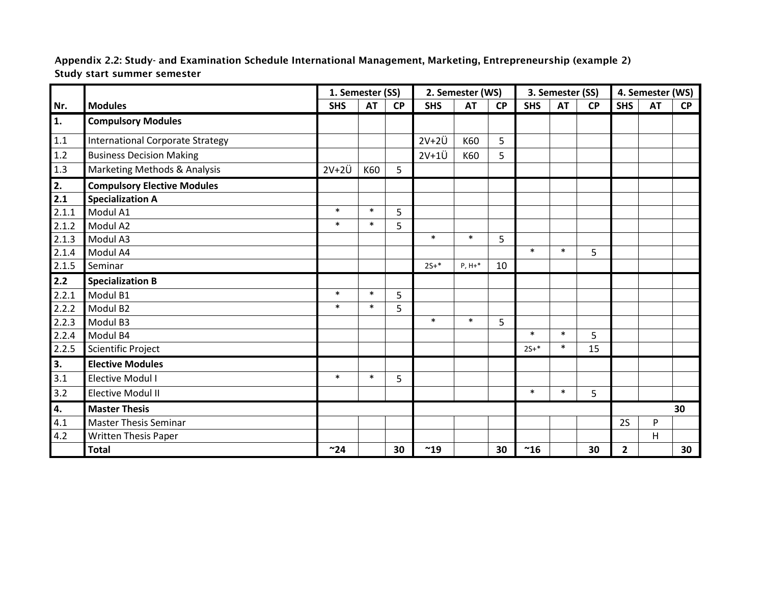**Appendix 2.2: Study- and Examination Schedule International Management, Marketing, Entrepreneurship (example 2)**
**Study start summer semester**

| | | 1. Semester (SS) | | | 2. Semester (WS) | | | 3. Semester (SS) | | | 4. Semester (WS) | | |
|---|---|---|---|---|---|---|---|---|---|---|---|---|---|
| **Nr.** | **Modules** | **SHS** | **AT** | **CP** | **SHS** | **AT** | **CP** | **SHS** | **AT** | **CP** | **SHS** | **AT** | **CP** |
| **1.** | **Compulsory Modules** | | | | | | | | | | | | |
| 1.1 | International Corporate Strategy | | | | 2V+2Ü | K60 | 5 | | | | | | |
| 1.2 | Business Decision Making | | | | 2V+1Ü | K60 | 5 | | | | | | |
| 1.3 | Marketing Methods & Analysis | 2V+2Ü | K60 | 5 | | | | | | | | | |
| **2.** | **Compulsory Elective Modules** | | | | | | | | | | | | |
| **2.1** | **Specialization A** | | | | | | | | | | | | |
| 2.1.1 | Modul A1 | * | * | 5 | | | | | | | | | |
| 2.1.2 | Modul A2 | * | * | 5 | | | | | | | | | |
| 2.1.3 | Modul A3 | | | | * | * | 5 | | | | | | |
| 2.1.4 | Modul A4 | | | | | | | * | * | 5 | | | |
| 2.1.5 | Seminar | | | | 2S+* | P, H+* | 10 | | | | | | |
| **2.2** | **Specialization B** | | | | | | | | | | | | |
| 2.2.1 | Modul B1 | * | * | 5 | | | | | | | | | |
| 2.2.2 | Modul B2 | * | * | 5 | | | | | | | | | |
| 2.2.3 | Modul B3 | | | | * | * | 5 | | | | | | |
| 2.2.4 | Modul B4 | | | | | | | * | * | 5 | | | |
| 2.2.5 | Scientific Project | | | | | | | 2S+* | * | 15 | | | |
| **3.** | **Elective Modules** | | | | | | | | | | | | |
| 3.1 | Elective Modul I | * | * | 5 | | | | | | | | | |
| 3.2 | Elective Modul II | | | | | | | * | * | 5 | | | |
| **4.** | **Master Thesis** | | | | | | | | | | | | **30** |
| 4.1 | Master Thesis Seminar | | | | | | | | | | 2S | P | |
| 4.2 | Written Thesis Paper | | | | | | | | | | | H | |
| | **Total** | **~24** | | **30** | **~19** | | **30** | **~16** | | **30** | **2** | | **30** |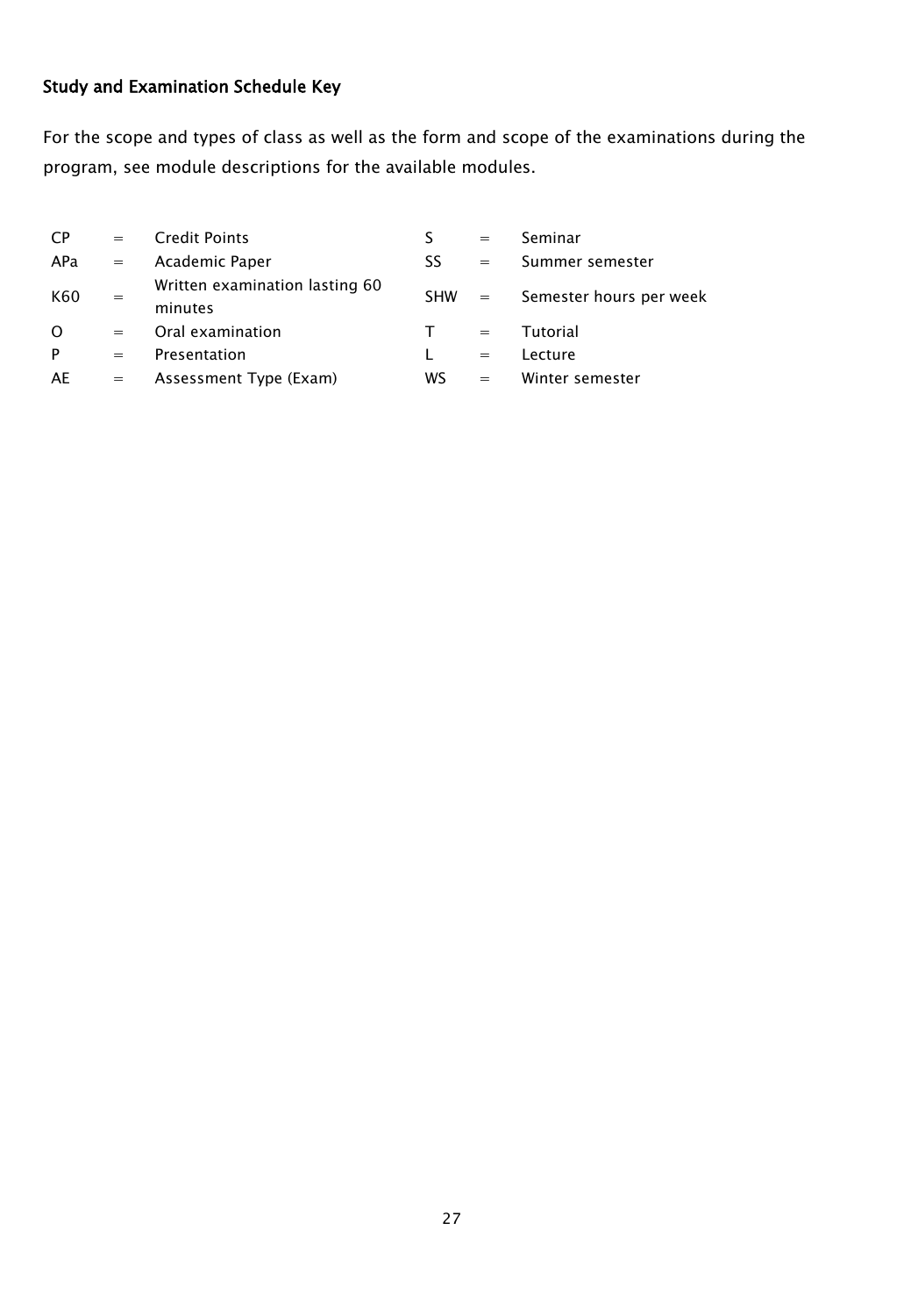### Study and Examination Schedule Key

For the scope and types of class as well as the form and scope of the examinations during the program, see module descriptions for the available modules.

| | | | | | |
|---|---|---|---|---|---|
| CP | = | Credit Points | S | = | Seminar |
| APa | = | Academic Paper | SS | = | Summer semester |
| K60 | = | Written examination lasting 60 minutes | SHW | = | Semester hours per week |
| O | = | Oral examination | T | = | Tutorial |
| P | = | Presentation | L | = | Lecture |
| AE | = | Assessment Type (Exam) | WS | = | Winter semester |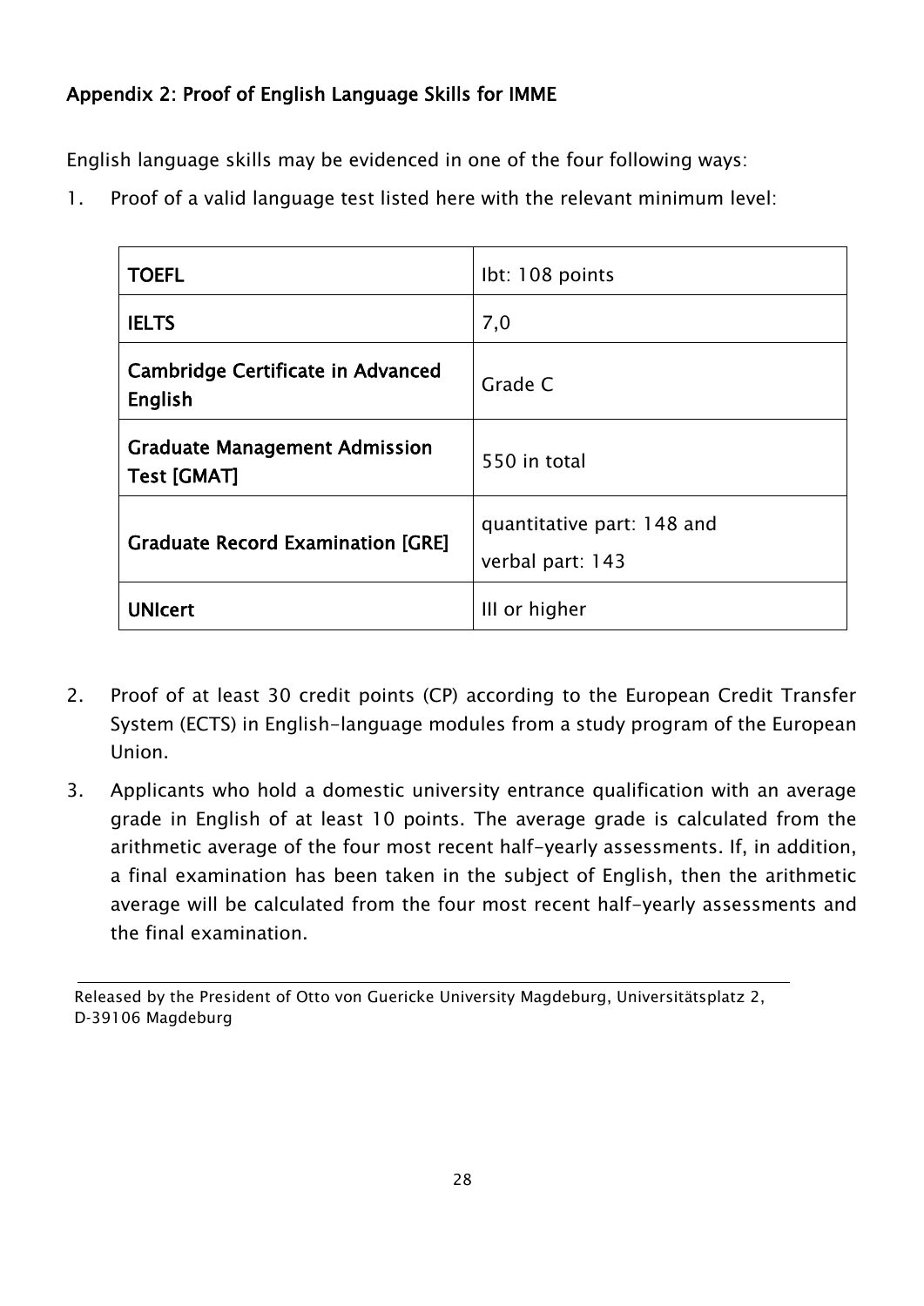## Appendix 2: Proof of English Language Skills for IMME

English language skills may be evidenced in one of the four following ways:

1. Proof of a valid language test listed here with the relevant minimum level:

| | |
|---|---|
| **TOEFL** | Ibt: 108 points |
| **IELTS** | 7,0 |
| **Cambridge Certificate in Advanced English** | Grade C |
| **Graduate Management Admission Test [GMAT]** | 550 in total |
| **Graduate Record Examination [GRE]** | quantitative part: 148 and<br>verbal part: 143 |
| **UNIcert** | III or higher |

2. Proof of at least 30 credit points (CP) according to the European Credit Transfer System (ECTS) in English-language modules from a study program of the European Union.
3. Applicants who hold a domestic university entrance qualification with an average grade in English of at least 10 points. The average grade is calculated from the arithmetic average of the four most recent half-yearly assessments. If, in addition, a final examination has been taken in the subject of English, then the arithmetic average will be calculated from the four most recent half-yearly assessments and the final examination.

---

Released by the President of Otto von Guericke University Magdeburg, Universitätsplatz 2, D-39106 Magdeburg